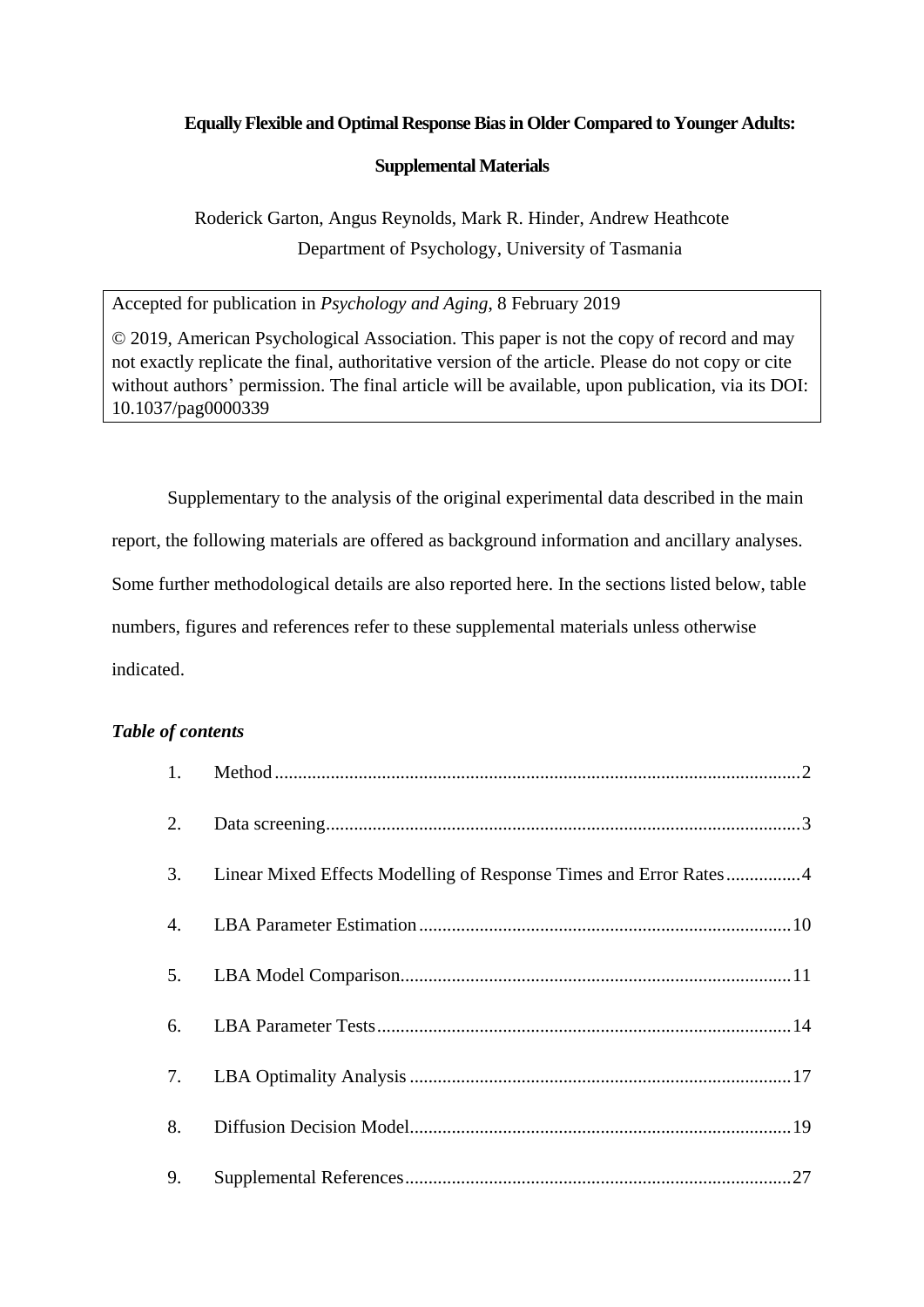# Equally Flexible and Optimal Response Bias in Older Compared to Younger Adults: Supplemental Materials

Roderick Garton, Angus Reynolds, Mark R. Hinder, Andrew Heathcote
Department of Psychology, University of Tasmania

Accepted for publication in *Psychology and Aging*, 8 February 2019

© 2019, American Psychological Association. This paper is not the copy of record and may not exactly replicate the final, authoritative version of the article. Please do not copy or cite without authors' permission. The final article will be available, upon publication, via its DOI: 10.1037/pag0000339

Supplementary to the analysis of the original experimental data described in the main report, the following materials are offered as background information and ancillary analyses. Some further methodological details are also reported here. In the sections listed below, table numbers, figures and references refer to these supplemental materials unless otherwise indicated.

### *Table of contents*

1. Method ........................................................................................................ 2
2. Data screening ............................................................................................. 3
3. Linear Mixed Effects Modelling of Response Times and Error Rates ................ 4
4. LBA Parameter Estimation ........................................................................... 10
5. LBA Model Comparison ............................................................................... 11
6. LBA Parameter Tests ................................................................................... 14
7. LBA Optimality Analysis ............................................................................. 17
8. Diffusion Decision Model ............................................................................. 19
9. Supplemental References ............................................................................. 27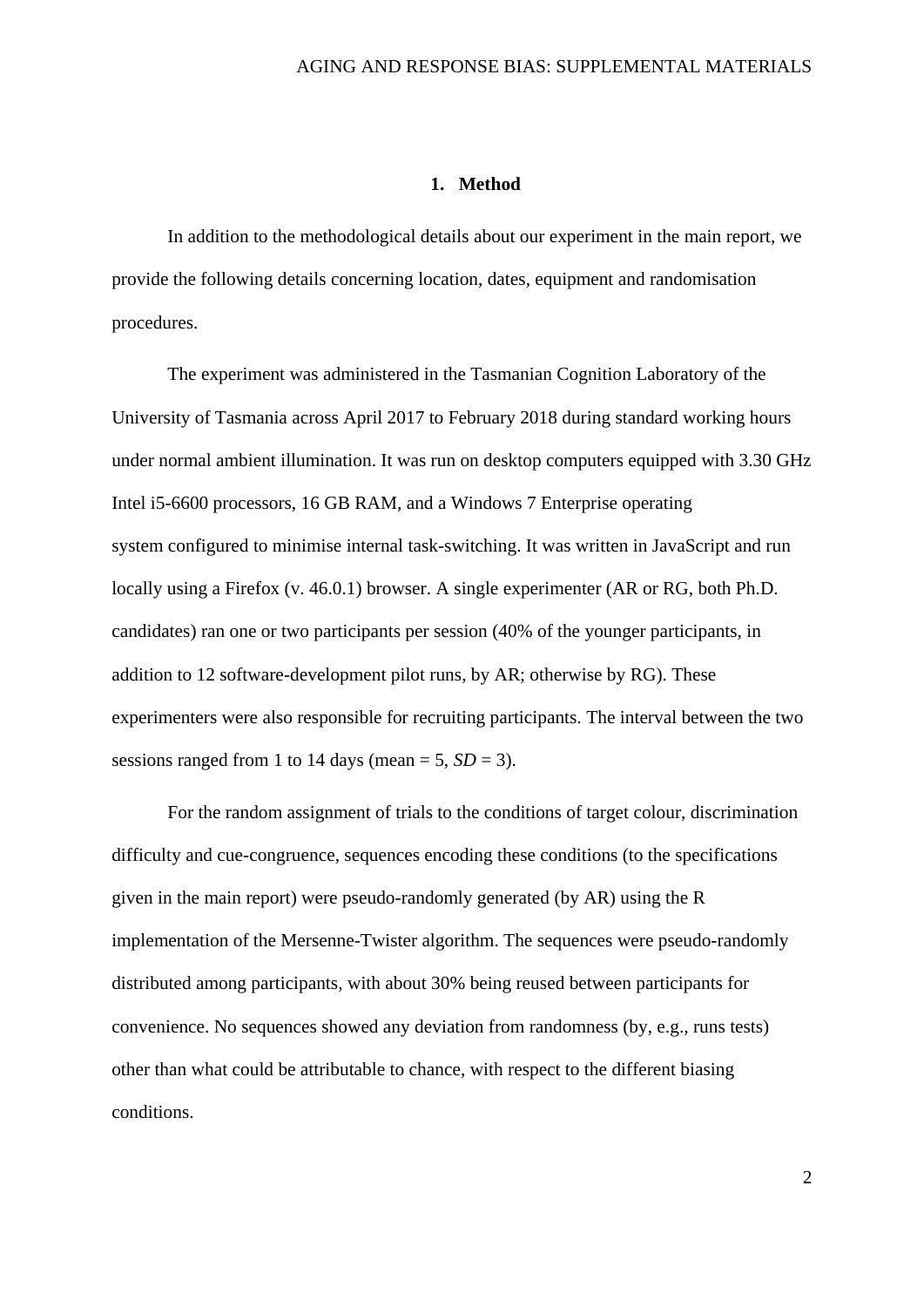# 1. Method

In addition to the methodological details about our experiment in the main report, we provide the following details concerning location, dates, equipment and randomisation procedures.

The experiment was administered in the Tasmanian Cognition Laboratory of the University of Tasmania across April 2017 to February 2018 during standard working hours under normal ambient illumination. It was run on desktop computers equipped with 3.30 GHz Intel i5-6600 processors, 16 GB RAM, and a Windows 7 Enterprise operating system configured to minimise internal task-switching. It was written in JavaScript and run locally using a Firefox (v. 46.0.1) browser. A single experimenter (AR or RG, both Ph.D. candidates) ran one or two participants per session (40% of the younger participants, in addition to 12 software-development pilot runs, by AR; otherwise by RG). These experimenters were also responsible for recruiting participants. The interval between the two sessions ranged from 1 to 14 days (mean = 5, *SD* = 3).

For the random assignment of trials to the conditions of target colour, discrimination difficulty and cue-congruence, sequences encoding these conditions (to the specifications given in the main report) were pseudo-randomly generated (by AR) using the R implementation of the Mersenne-Twister algorithm. The sequences were pseudo-randomly distributed among participants, with about 30% being reused between participants for convenience. No sequences showed any deviation from randomness (by, e.g., runs tests) other than what could be attributable to chance, with respect to the different biasing conditions.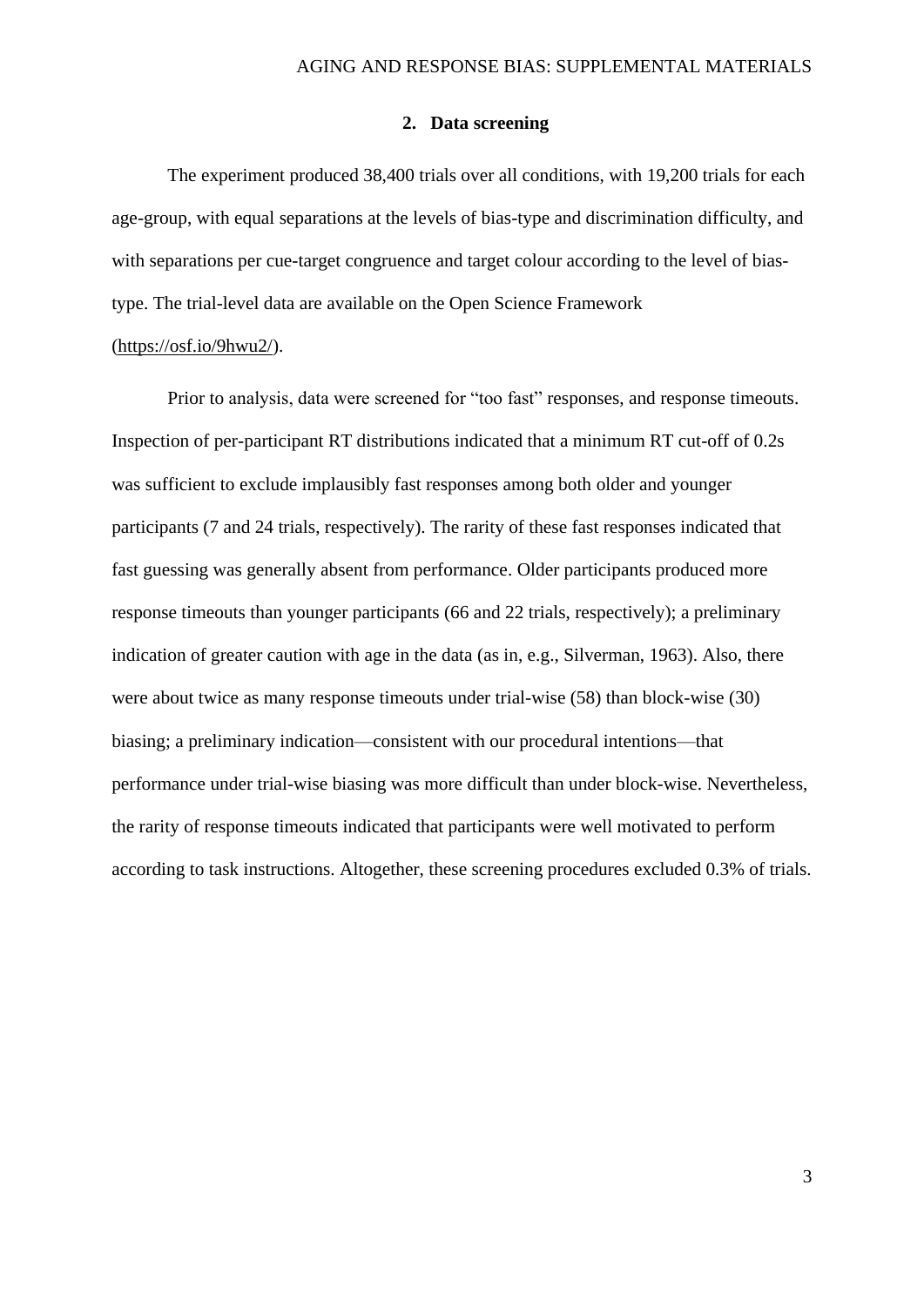## 2. Data screening

The experiment produced 38,400 trials over all conditions, with 19,200 trials for each age-group, with equal separations at the levels of bias-type and discrimination difficulty, and with separations per cue-target congruence and target colour according to the level of bias-type. The trial-level data are available on the Open Science Framework (https://osf.io/9hwu2/).

Prior to analysis, data were screened for "too fast" responses, and response timeouts. Inspection of per-participant RT distributions indicated that a minimum RT cut-off of 0.2s was sufficient to exclude implausibly fast responses among both older and younger participants (7 and 24 trials, respectively). The rarity of these fast responses indicated that fast guessing was generally absent from performance. Older participants produced more response timeouts than younger participants (66 and 22 trials, respectively); a preliminary indication of greater caution with age in the data (as in, e.g., Silverman, 1963). Also, there were about twice as many response timeouts under trial-wise (58) than block-wise (30) biasing; a preliminary indication—consistent with our procedural intentions—that performance under trial-wise biasing was more difficult than under block-wise. Nevertheless, the rarity of response timeouts indicated that participants were well motivated to perform according to task instructions. Altogether, these screening procedures excluded 0.3% of trials.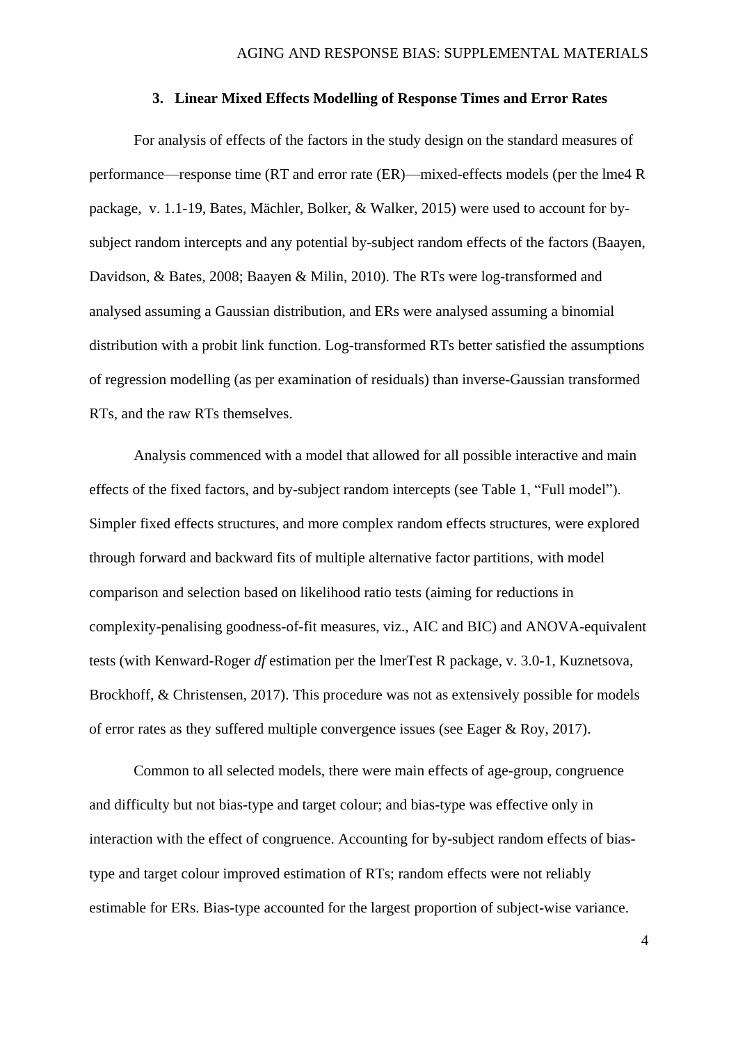## 3. Linear Mixed Effects Modelling of Response Times and Error Rates

For analysis of effects of the factors in the study design on the standard measures of performance—response time (RT and error rate (ER)—mixed-effects models (per the lme4 R package, v. 1.1-19, Bates, Mächler, Bolker, & Walker, 2015) were used to account for by-subject random intercepts and any potential by-subject random effects of the factors (Baayen, Davidson, & Bates, 2008; Baayen & Milin, 2010). The RTs were log-transformed and analysed assuming a Gaussian distribution, and ERs were analysed assuming a binomial distribution with a probit link function. Log-transformed RTs better satisfied the assumptions of regression modelling (as per examination of residuals) than inverse-Gaussian transformed RTs, and the raw RTs themselves.

Analysis commenced with a model that allowed for all possible interactive and main effects of the fixed factors, and by-subject random intercepts (see Table 1, "Full model"). Simpler fixed effects structures, and more complex random effects structures, were explored through forward and backward fits of multiple alternative factor partitions, with model comparison and selection based on likelihood ratio tests (aiming for reductions in complexity-penalising goodness-of-fit measures, viz., AIC and BIC) and ANOVA-equivalent tests (with Kenward-Roger *df* estimation per the lmerTest R package, v. 3.0-1, Kuznetsova, Brockhoff, & Christensen, 2017). This procedure was not as extensively possible for models of error rates as they suffered multiple convergence issues (see Eager & Roy, 2017).

Common to all selected models, there were main effects of age-group, congruence and difficulty but not bias-type and target colour; and bias-type was effective only in interaction with the effect of congruence. Accounting for by-subject random effects of bias-type and target colour improved estimation of RTs; random effects were not reliably estimable for ERs. Bias-type accounted for the largest proportion of subject-wise variance.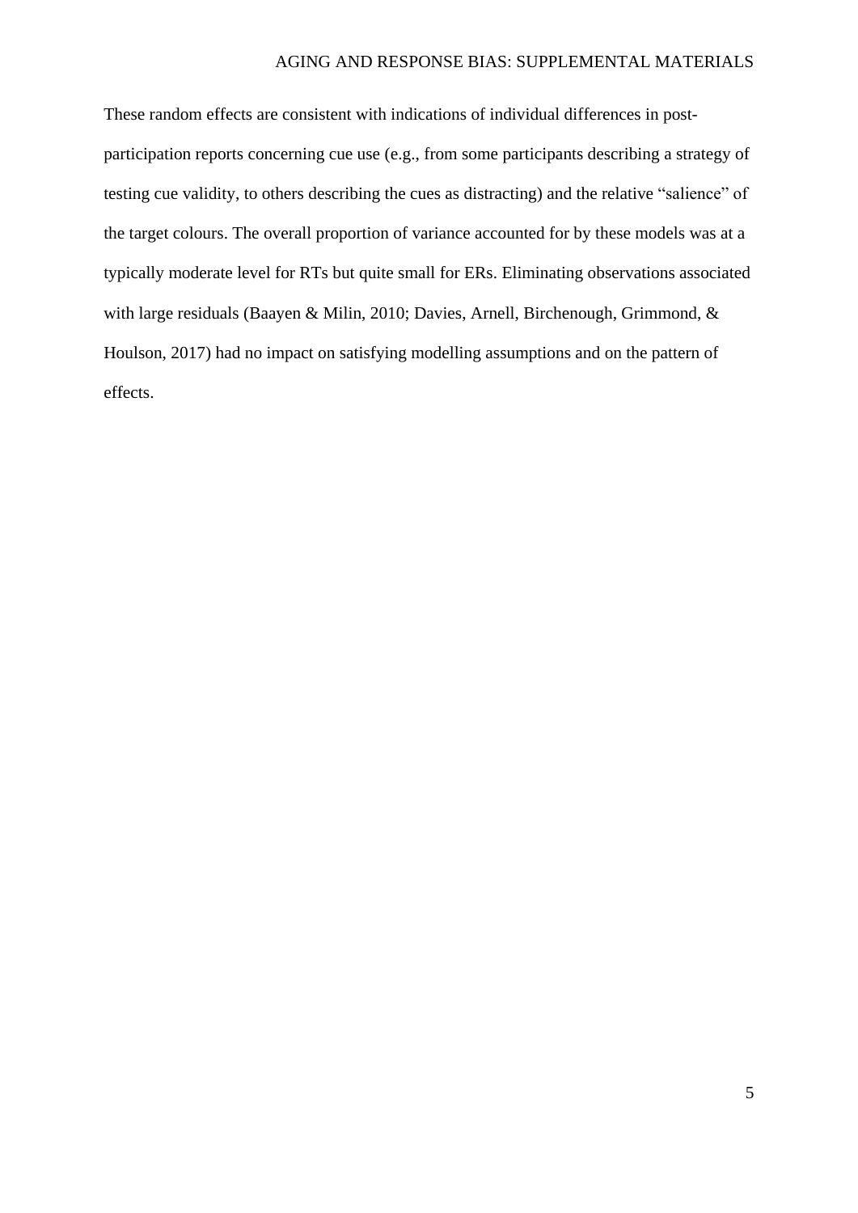These random effects are consistent with indications of individual differences in post-participation reports concerning cue use (e.g., from some participants describing a strategy of testing cue validity, to others describing the cues as distracting) and the relative "salience" of the target colours. The overall proportion of variance accounted for by these models was at a typically moderate level for RTs but quite small for ERs. Eliminating observations associated with large residuals (Baayen & Milin, 2010; Davies, Arnell, Birchenough, Grimmond, & Houlson, 2017) had no impact on satisfying modelling assumptions and on the pattern of effects.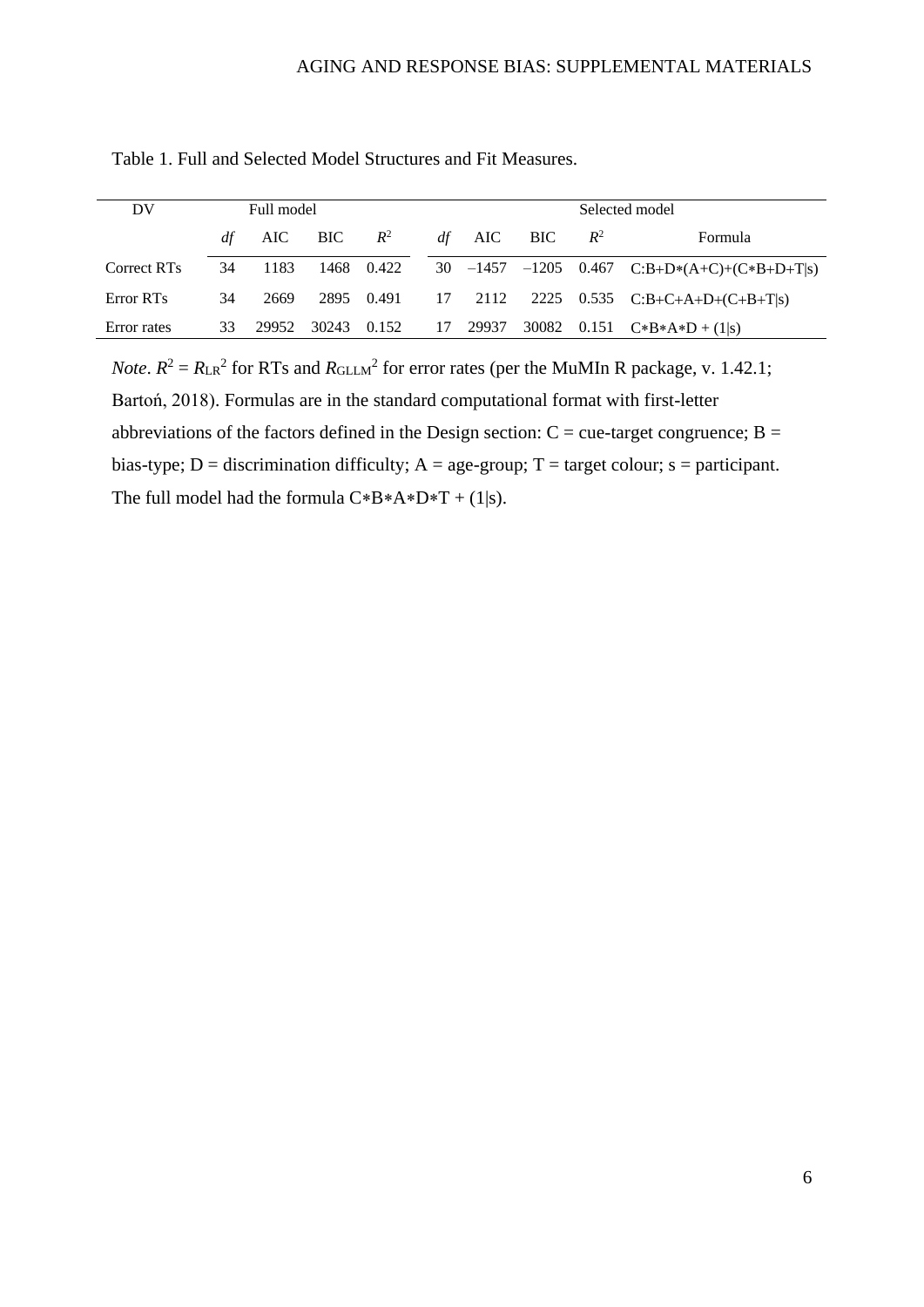Table 1. Full and Selected Model Structures and Fit Measures.

| DV | Full model | | | | Selected model | | | | |
|---|---|---|---|---|---|---|---|---|---|
| | *df* | AIC | BIC | $R^2$ | *df* | AIC | BIC | $R^2$ | Formula |
| Correct RTs | 34 | 1183 | 1468 | 0.422 | 30 | –1457 | –1205 | 0.467 | C:B+D∗(A+C)+(C∗B+D+T\|s) |
| Error RTs | 34 | 2669 | 2895 | 0.491 | 17 | 2112 | 2225 | 0.535 | C:B+C+A+D+(C+B+T\|s) |
| Error rates | 33 | 29952 | 30243 | 0.152 | 17 | 29937 | 30082 | 0.151 | C∗B∗A∗D + (1\|s) |

*Note*. $R^2 = R_{LR}^2$ for RTs and $R_{GLLM}^2$ for error rates (per the MuMIn R package, v. 1.42.1; Bartoń, 2018). Formulas are in the standard computational format with first-letter abbreviations of the factors defined in the Design section: C = cue-target congruence; B = bias-type; D = discrimination difficulty; A = age-group; T = target colour; s = participant. The full model had the formula C∗B∗A∗D∗T + (1|s).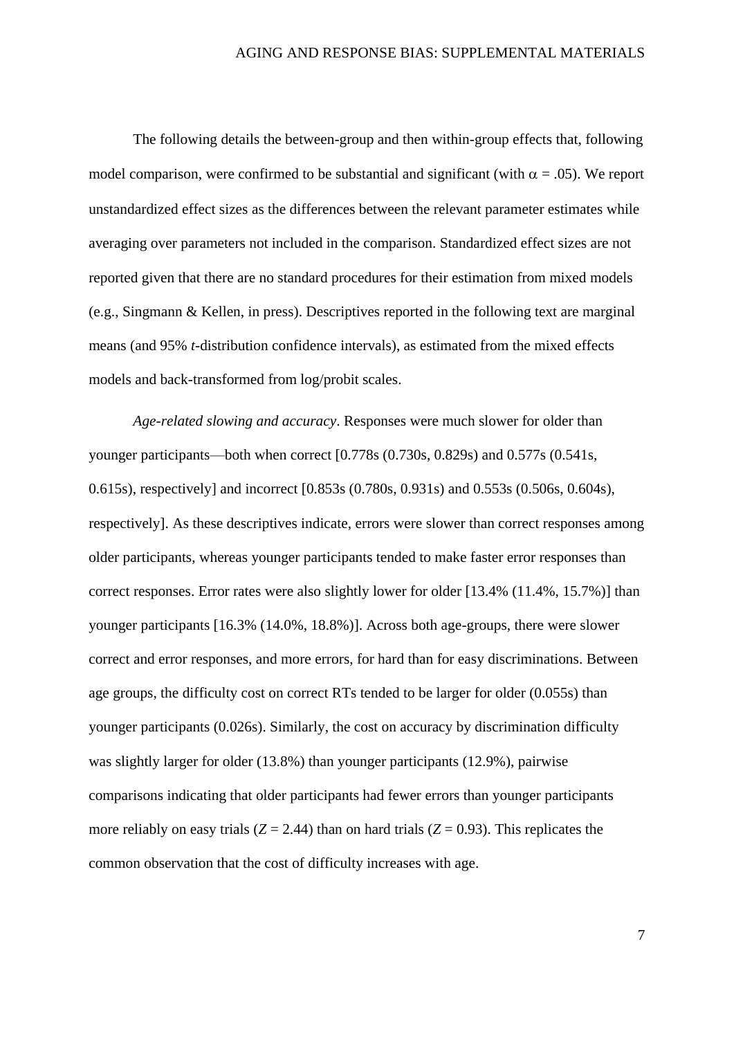The following details the between-group and then within-group effects that, following model comparison, were confirmed to be substantial and significant (with $\alpha = .05$). We report unstandardized effect sizes as the differences between the relevant parameter estimates while averaging over parameters not included in the comparison. Standardized effect sizes are not reported given that there are no standard procedures for their estimation from mixed models (e.g., Singmann & Kellen, in press). Descriptives reported in the following text are marginal means (and 95% *t*-distribution confidence intervals), as estimated from the mixed effects models and back-transformed from log/probit scales.

*Age-related slowing and accuracy*. Responses were much slower for older than younger participants—both when correct [0.778s (0.730s, 0.829s) and 0.577s (0.541s, 0.615s), respectively] and incorrect [0.853s (0.780s, 0.931s) and 0.553s (0.506s, 0.604s), respectively]. As these descriptives indicate, errors were slower than correct responses among older participants, whereas younger participants tended to make faster error responses than correct responses. Error rates were also slightly lower for older [13.4% (11.4%, 15.7%)] than younger participants [16.3% (14.0%, 18.8%)]. Across both age-groups, there were slower correct and error responses, and more errors, for hard than for easy discriminations. Between age groups, the difficulty cost on correct RTs tended to be larger for older (0.055s) than younger participants (0.026s). Similarly, the cost on accuracy by discrimination difficulty was slightly larger for older (13.8%) than younger participants (12.9%), pairwise comparisons indicating that older participants had fewer errors than younger participants more reliably on easy trials ($Z = 2.44$) than on hard trials ($Z = 0.93$). This replicates the common observation that the cost of difficulty increases with age.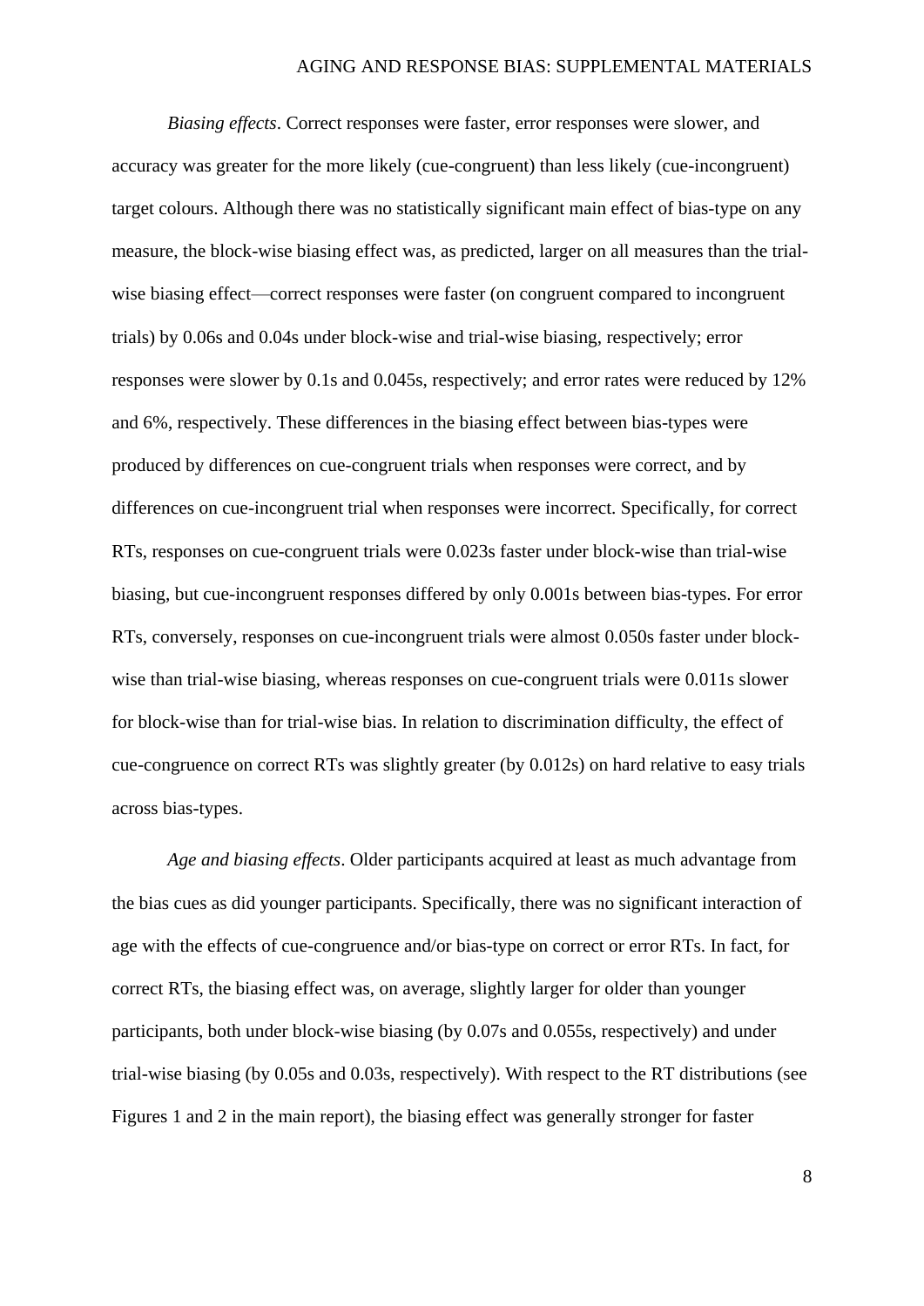*Biasing effects*. Correct responses were faster, error responses were slower, and accuracy was greater for the more likely (cue-congruent) than less likely (cue-incongruent) target colours. Although there was no statistically significant main effect of bias-type on any measure, the block-wise biasing effect was, as predicted, larger on all measures than the trial-wise biasing effect—correct responses were faster (on congruent compared to incongruent trials) by 0.06s and 0.04s under block-wise and trial-wise biasing, respectively; error responses were slower by 0.1s and 0.045s, respectively; and error rates were reduced by 12% and 6%, respectively. These differences in the biasing effect between bias-types were produced by differences on cue-congruent trials when responses were correct, and by differences on cue-incongruent trial when responses were incorrect. Specifically, for correct RTs, responses on cue-congruent trials were 0.023s faster under block-wise than trial-wise biasing, but cue-incongruent responses differed by only 0.001s between bias-types. For error RTs, conversely, responses on cue-incongruent trials were almost 0.050s faster under block-wise than trial-wise biasing, whereas responses on cue-congruent trials were 0.011s slower for block-wise than for trial-wise bias. In relation to discrimination difficulty, the effect of cue-congruence on correct RTs was slightly greater (by 0.012s) on hard relative to easy trials across bias-types.

*Age and biasing effects*. Older participants acquired at least as much advantage from the bias cues as did younger participants. Specifically, there was no significant interaction of age with the effects of cue-congruence and/or bias-type on correct or error RTs. In fact, for correct RTs, the biasing effect was, on average, slightly larger for older than younger participants, both under block-wise biasing (by 0.07s and 0.055s, respectively) and under trial-wise biasing (by 0.05s and 0.03s, respectively). With respect to the RT distributions (see Figures 1 and 2 in the main report), the biasing effect was generally stronger for faster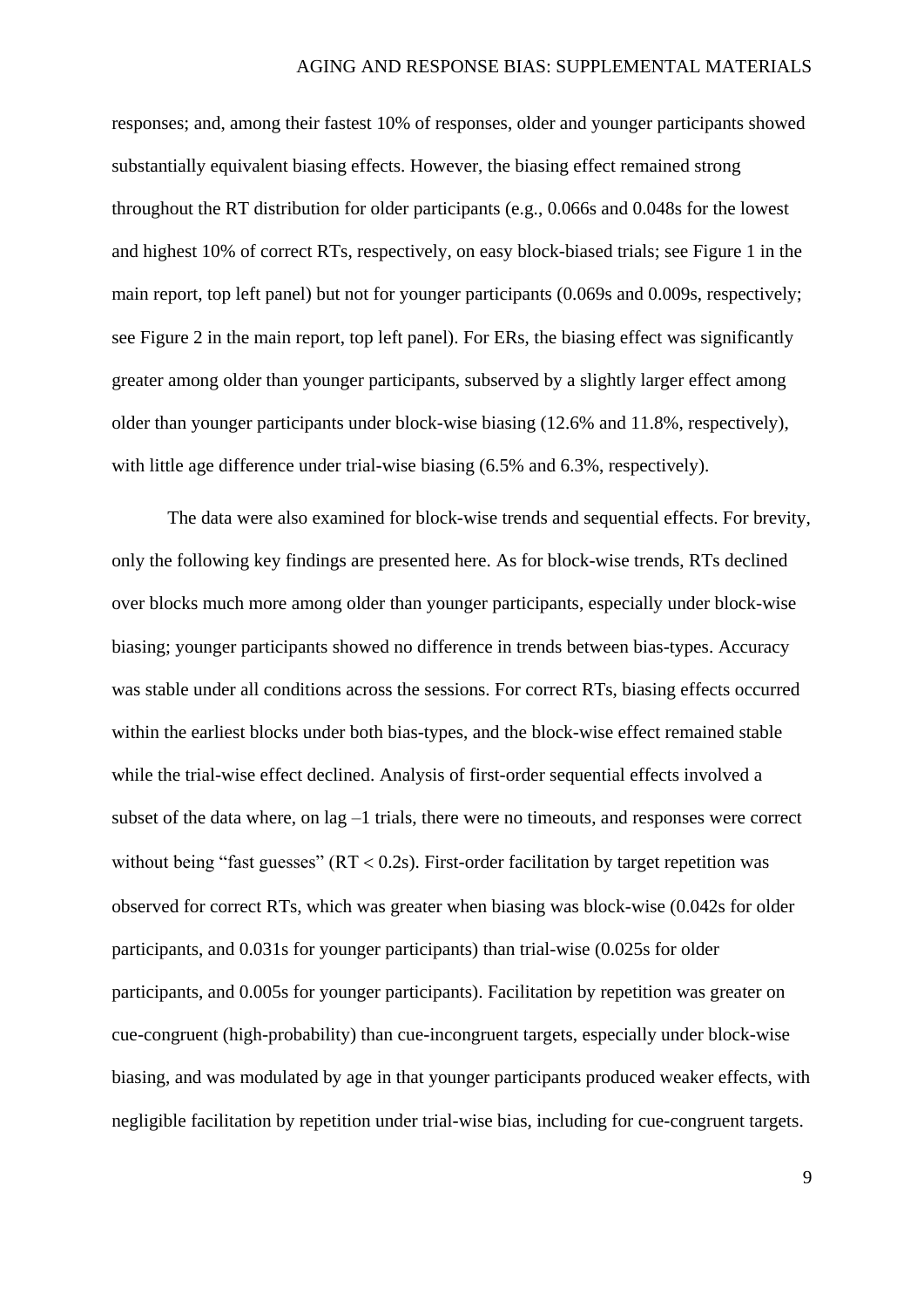responses; and, among their fastest 10% of responses, older and younger participants showed substantially equivalent biasing effects. However, the biasing effect remained strong throughout the RT distribution for older participants (e.g., 0.066s and 0.048s for the lowest and highest 10% of correct RTs, respectively, on easy block-biased trials; see Figure 1 in the main report, top left panel) but not for younger participants (0.069s and 0.009s, respectively; see Figure 2 in the main report, top left panel). For ERs, the biasing effect was significantly greater among older than younger participants, subserved by a slightly larger effect among older than younger participants under block-wise biasing (12.6% and 11.8%, respectively), with little age difference under trial-wise biasing (6.5% and 6.3%, respectively).

The data were also examined for block-wise trends and sequential effects. For brevity, only the following key findings are presented here. As for block-wise trends, RTs declined over blocks much more among older than younger participants, especially under block-wise biasing; younger participants showed no difference in trends between bias-types. Accuracy was stable under all conditions across the sessions. For correct RTs, biasing effects occurred within the earliest blocks under both bias-types, and the block-wise effect remained stable while the trial-wise effect declined. Analysis of first-order sequential effects involved a subset of the data where, on lag –1 trials, there were no timeouts, and responses were correct without being “fast guesses” (RT < 0.2s). First-order facilitation by target repetition was observed for correct RTs, which was greater when biasing was block-wise (0.042s for older participants, and 0.031s for younger participants) than trial-wise (0.025s for older participants, and 0.005s for younger participants). Facilitation by repetition was greater on cue-congruent (high-probability) than cue-incongruent targets, especially under block-wise biasing, and was modulated by age in that younger participants produced weaker effects, with negligible facilitation by repetition under trial-wise bias, including for cue-congruent targets.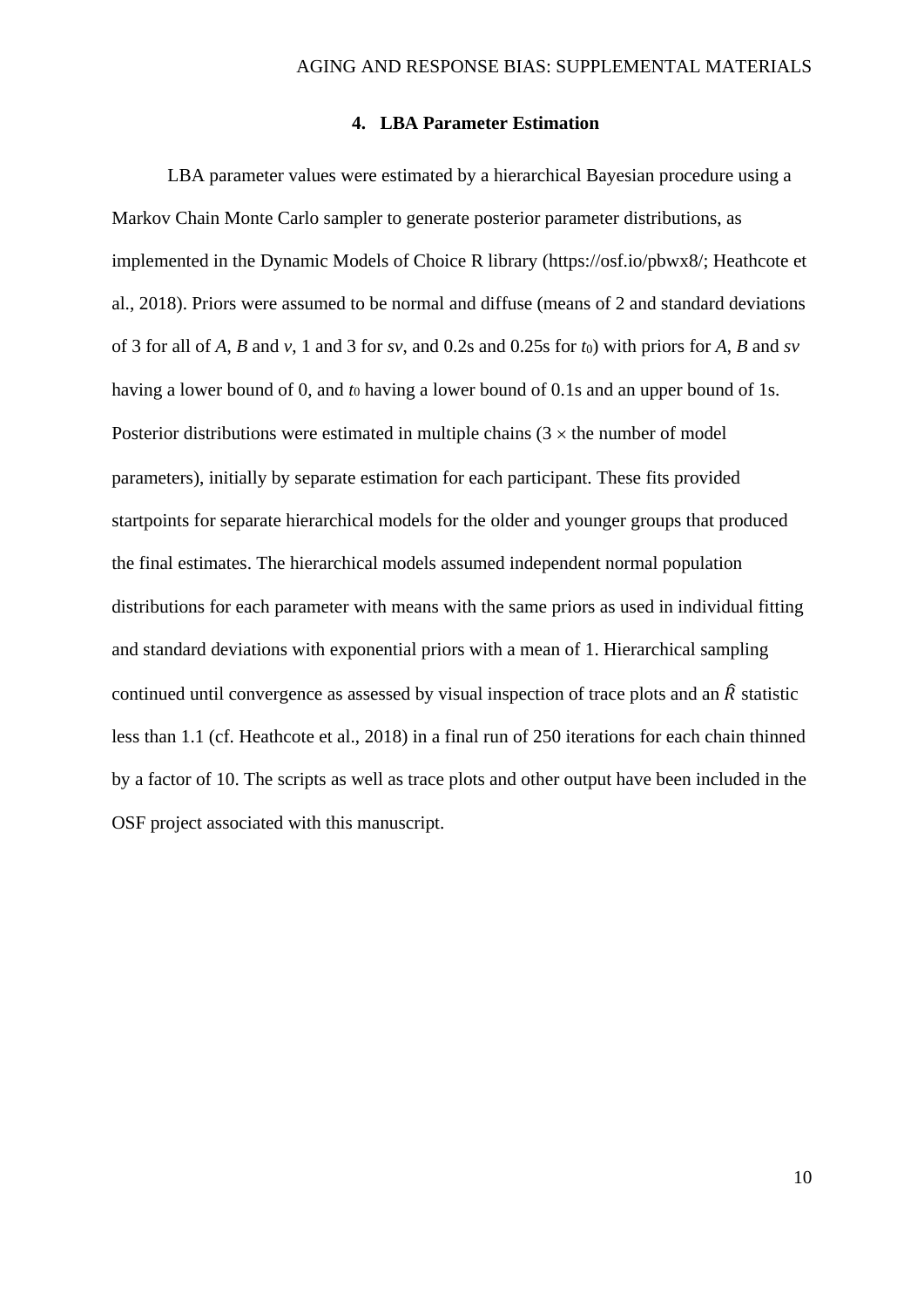## 4. LBA Parameter Estimation

LBA parameter values were estimated by a hierarchical Bayesian procedure using a Markov Chain Monte Carlo sampler to generate posterior parameter distributions, as implemented in the Dynamic Models of Choice R library (https://osf.io/pbwx8/; Heathcote et al., 2018). Priors were assumed to be normal and diffuse (means of 2 and standard deviations of 3 for all of *A*, *B* and *v*, 1 and 3 for *sv*, and 0.2s and 0.25s for $t_0$) with priors for *A*, *B* and *sv* having a lower bound of 0, and $t_0$ having a lower bound of 0.1s and an upper bound of 1s. Posterior distributions were estimated in multiple chains (3 $\times$ the number of model parameters), initially by separate estimation for each participant. These fits provided startpoints for separate hierarchical models for the older and younger groups that produced the final estimates. The hierarchical models assumed independent normal population distributions for each parameter with means with the same priors as used in individual fitting and standard deviations with exponential priors with a mean of 1. Hierarchical sampling continued until convergence as assessed by visual inspection of trace plots and an $\hat{R}$ statistic less than 1.1 (cf. Heathcote et al., 2018) in a final run of 250 iterations for each chain thinned by a factor of 10. The scripts as well as trace plots and other output have been included in the OSF project associated with this manuscript.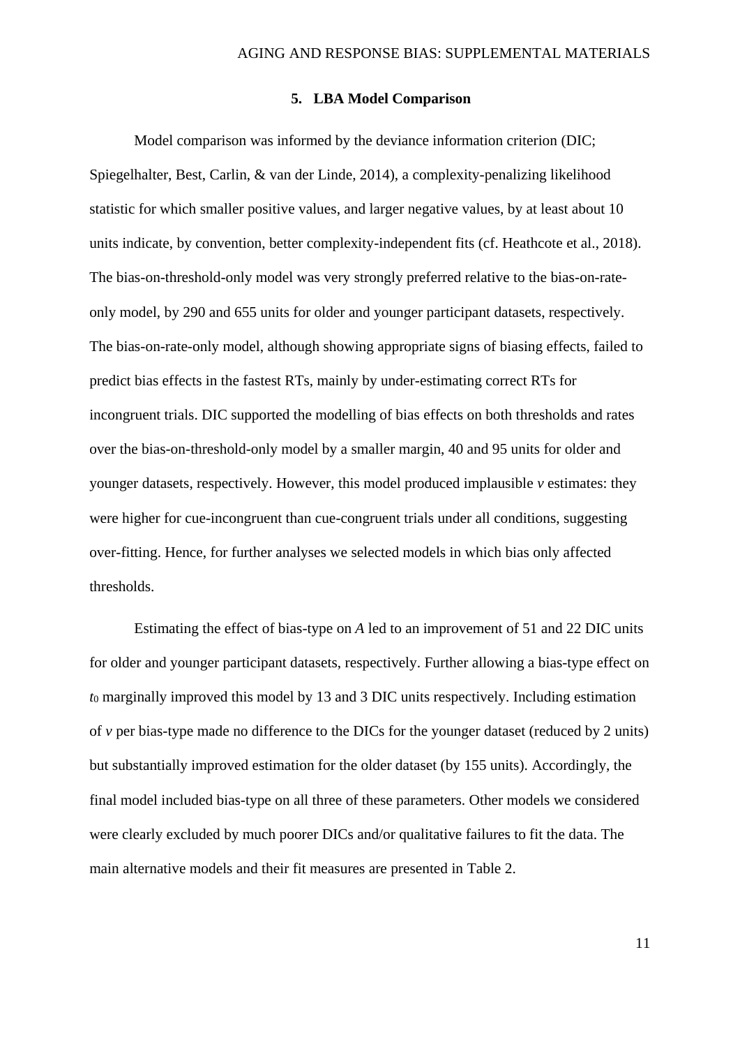## 5. LBA Model Comparison

Model comparison was informed by the deviance information criterion (DIC; Spiegelhalter, Best, Carlin, & van der Linde, 2014), a complexity-penalizing likelihood statistic for which smaller positive values, and larger negative values, by at least about 10 units indicate, by convention, better complexity-independent fits (cf. Heathcote et al., 2018). The bias-on-threshold-only model was very strongly preferred relative to the bias-on-rate-only model, by 290 and 655 units for older and younger participant datasets, respectively. The bias-on-rate-only model, although showing appropriate signs of biasing effects, failed to predict bias effects in the fastest RTs, mainly by under-estimating correct RTs for incongruent trials. DIC supported the modelling of bias effects on both thresholds and rates over the bias-on-threshold-only model by a smaller margin, 40 and 95 units for older and younger datasets, respectively. However, this model produced implausible $v$ estimates: they were higher for cue-incongruent than cue-congruent trials under all conditions, suggesting over-fitting. Hence, for further analyses we selected models in which bias only affected thresholds.

Estimating the effect of bias-type on $A$ led to an improvement of 51 and 22 DIC units for older and younger participant datasets, respectively. Further allowing a bias-type effect on $t_0$ marginally improved this model by 13 and 3 DIC units respectively. Including estimation of $v$ per bias-type made no difference to the DICs for the younger dataset (reduced by 2 units) but substantially improved estimation for the older dataset (by 155 units). Accordingly, the final model included bias-type on all three of these parameters. Other models we considered were clearly excluded by much poorer DICs and/or qualitative failures to fit the data. The main alternative models and their fit measures are presented in Table 2.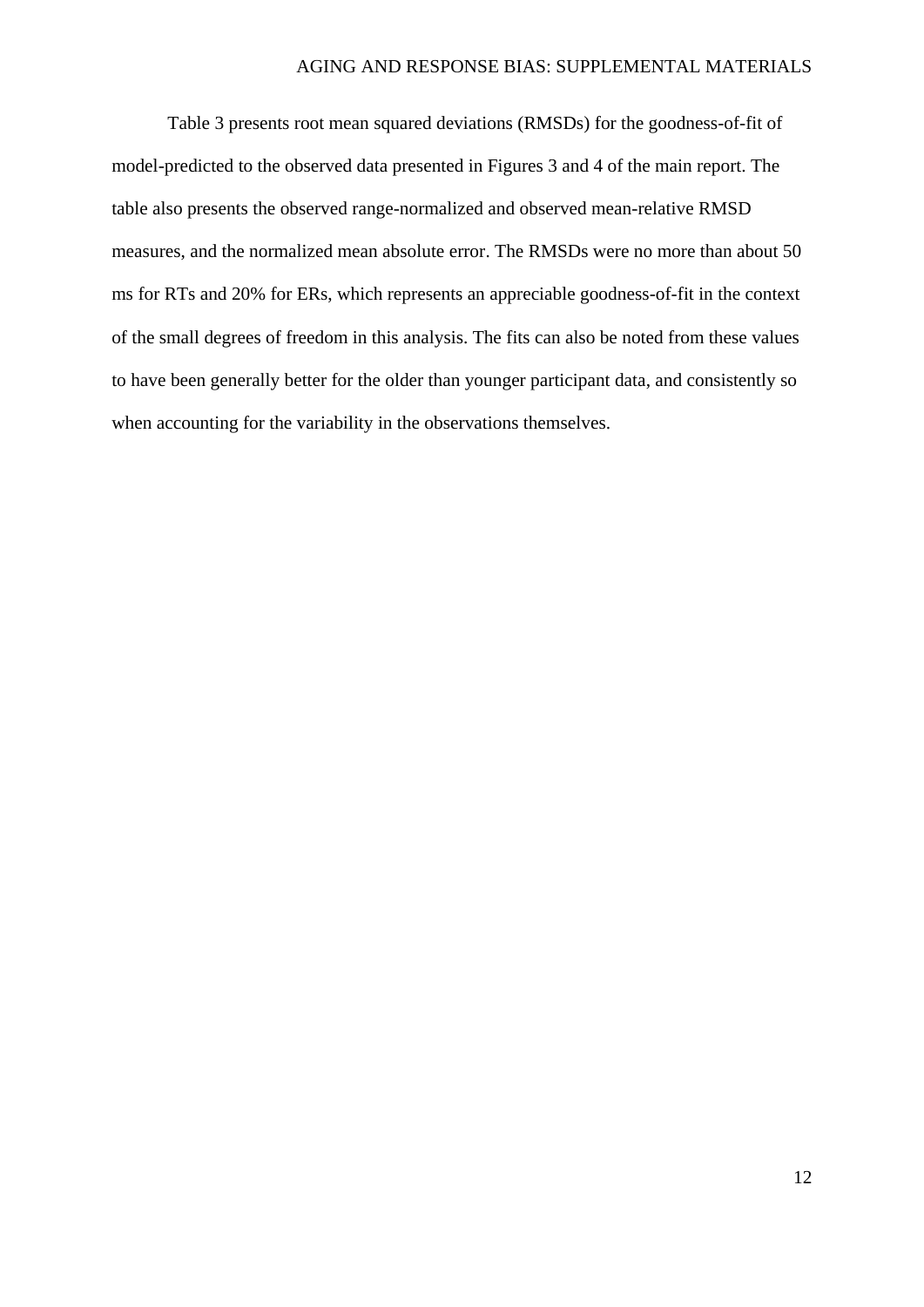Table 3 presents root mean squared deviations (RMSDs) for the goodness-of-fit of model-predicted to the observed data presented in Figures 3 and 4 of the main report. The table also presents the observed range-normalized and observed mean-relative RMSD measures, and the normalized mean absolute error. The RMSDs were no more than about 50 ms for RTs and 20% for ERs, which represents an appreciable goodness-of-fit in the context of the small degrees of freedom in this analysis. The fits can also be noted from these values to have been generally better for the older than younger participant data, and consistently so when accounting for the variability in the observations themselves.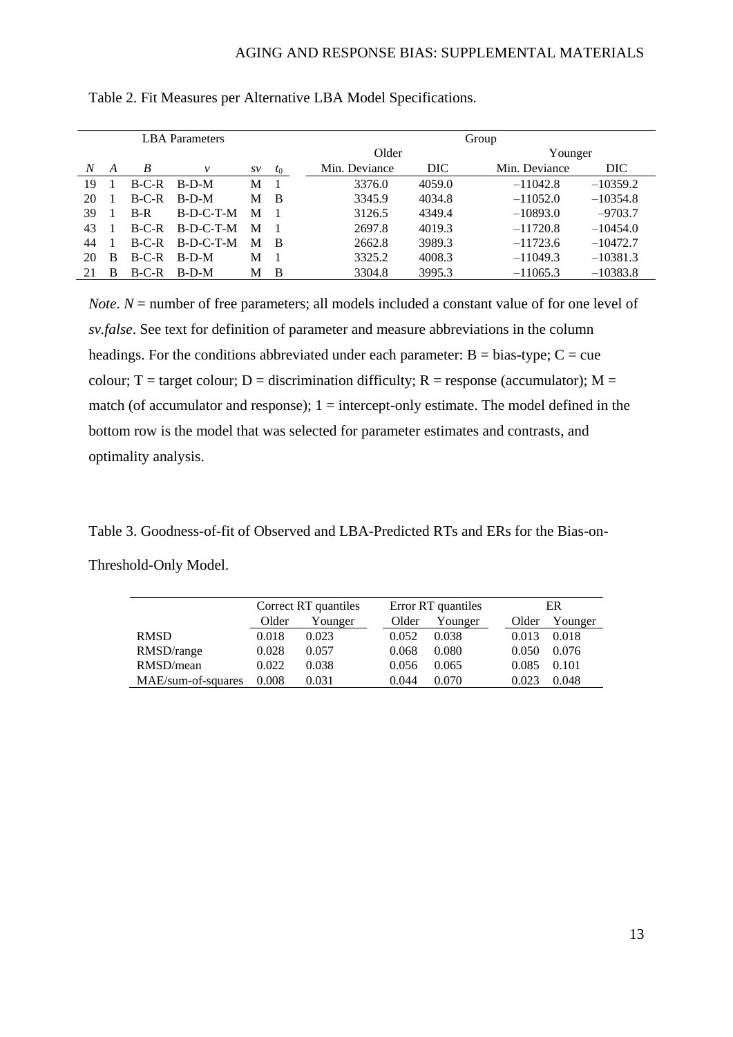Table 2. Fit Measures per Alternative LBA Model Specifications.

| LBA Parameters | | | | | | Group | | | |
|---|---|---|---|---|---|---|---|---|---|
| | | | | | | Older | | Younger | |
| *N* | *A* | *B* | *v* | *sv* | $t_0$ | Min. Deviance | DIC | Min. Deviance | DIC |
| 19 | 1 | B-C-R | B-D-M | M | 1 | 3376.0 | 4059.0 | –11042.8 | –10359.2 |
| 20 | 1 | B-C-R | B-D-M | M | B | 3345.9 | 4034.8 | –11052.0 | –10354.8 |
| 39 | 1 | B-R | B-D-C-T-M | M | 1 | 3126.5 | 4349.4 | –10893.0 | –9703.7 |
| 43 | 1 | B-C-R | B-D-C-T-M | M | 1 | 2697.8 | 4019.3 | –11720.8 | –10454.0 |
| 44 | 1 | B-C-R | B-D-C-T-M | M | B | 2662.8 | 3989.3 | –11723.6 | –10472.7 |
| 20 | B | B-C-R | B-D-M | M | 1 | 3325.2 | 4008.3 | –11049.3 | –10381.3 |
| 21 | B | B-C-R | B-D-M | M | B | 3304.8 | 3995.3 | –11065.3 | –10383.8 |

*Note*. *N* = number of free parameters; all models included a constant value of for one level of *sv.false*. See text for definition of parameter and measure abbreviations in the column headings. For the conditions abbreviated under each parameter: B = bias-type; C = cue colour; T = target colour; D = discrimination difficulty; R = response (accumulator); M = match (of accumulator and response); 1 = intercept-only estimate. The model defined in the bottom row is the model that was selected for parameter estimates and contrasts, and optimality analysis.

Table 3. Goodness-of-fit of Observed and LBA-Predicted RTs and ERs for the Bias-on-Threshold-Only Model.

| | Correct RT quantiles | | Error RT quantiles | | ER | |
|---|---|---|---|---|---|---|
| | Older | Younger | Older | Younger | Older | Younger |
| RMSD | 0.018 | 0.023 | 0.052 | 0.038 | 0.013 | 0.018 |
| RMSD/range | 0.028 | 0.057 | 0.068 | 0.080 | 0.050 | 0.076 |
| RMSD/mean | 0.022 | 0.038 | 0.056 | 0.065 | 0.085 | 0.101 |
| MAE/sum-of-squares | 0.008 | 0.031 | 0.044 | 0.070 | 0.023 | 0.048 |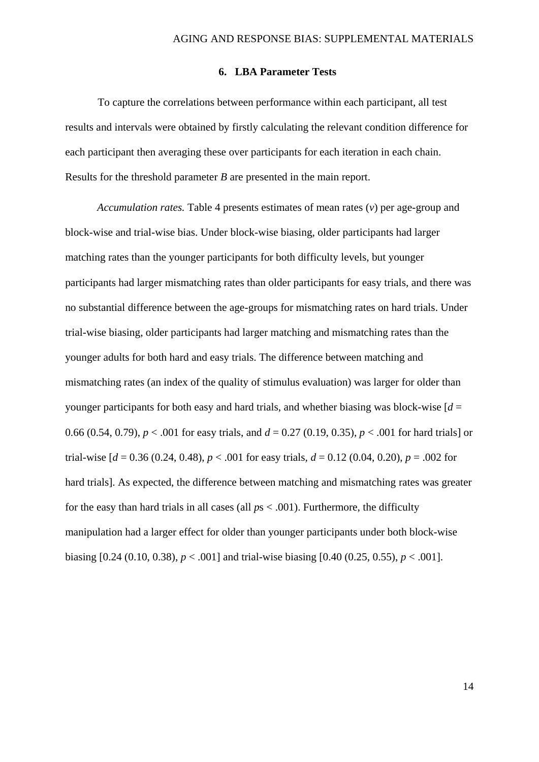## 6. LBA Parameter Tests

To capture the correlations between performance within each participant, all test results and intervals were obtained by firstly calculating the relevant condition difference for each participant then averaging these over participants for each iteration in each chain. Results for the threshold parameter *B* are presented in the main report.

*Accumulation rates.* Table 4 presents estimates of mean rates ($v$) per age-group and block-wise and trial-wise bias. Under block-wise biasing, older participants had larger matching rates than the younger participants for both difficulty levels, but younger participants had larger mismatching rates than older participants for easy trials, and there was no substantial difference between the age-groups for mismatching rates on hard trials. Under trial-wise biasing, older participants had larger matching and mismatching rates than the younger adults for both hard and easy trials. The difference between matching and mismatching rates (an index of the quality of stimulus evaluation) was larger for older than younger participants for both easy and hard trials, and whether biasing was block-wise [$d$ = 0.66 (0.54, 0.79), $p < .001$ for easy trials, and $d$ = 0.27 (0.19, 0.35), $p < .001$ for hard trials] or trial-wise [$d$ = 0.36 (0.24, 0.48), $p < .001$ for easy trials, $d$ = 0.12 (0.04, 0.20), $p = .002$ for hard trials]. As expected, the difference between matching and mismatching rates was greater for the easy than hard trials in all cases (all $p$s $< .001$). Furthermore, the difficulty manipulation had a larger effect for older than younger participants under both block-wise biasing [0.24 (0.10, 0.38), $p < .001$] and trial-wise biasing [0.40 (0.25, 0.55), $p < .001$].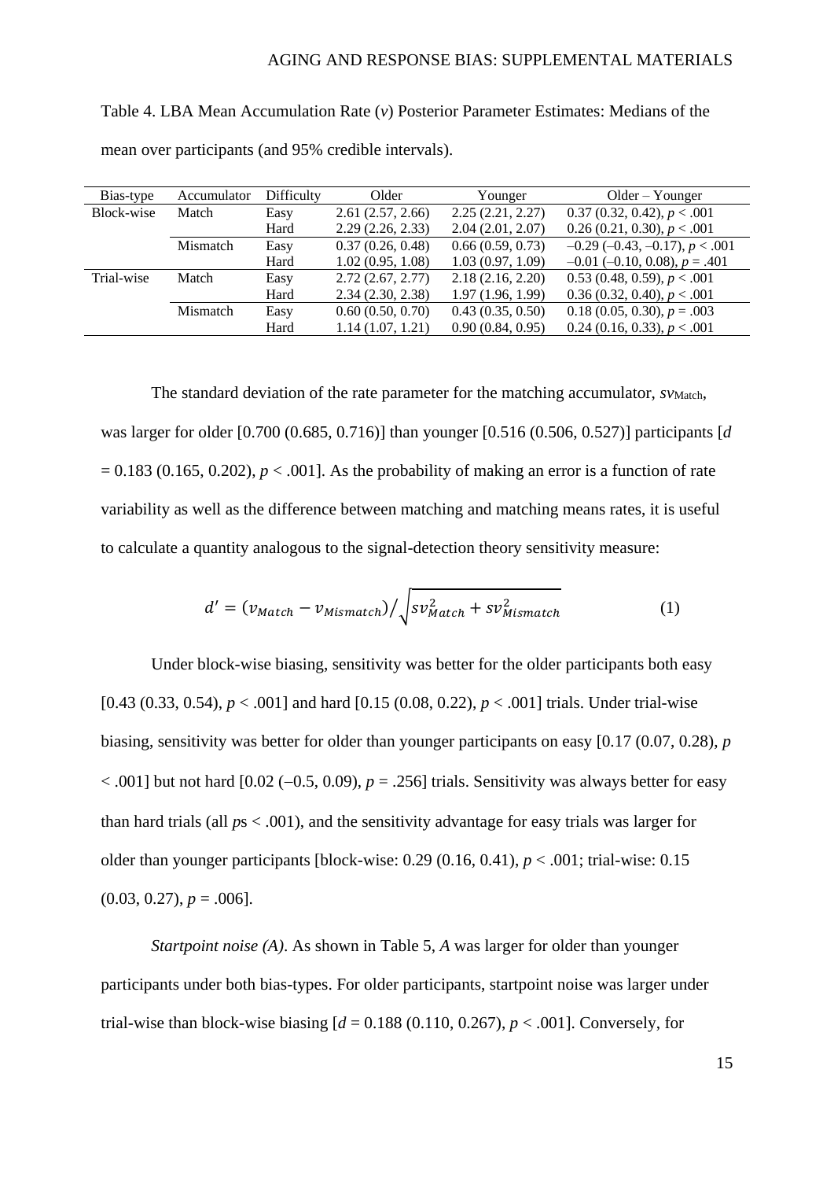Table 4. LBA Mean Accumulation Rate ($v$) Posterior Parameter Estimates: Medians of the mean over participants (and 95% credible intervals).

| Bias-type | Accumulator | Difficulty | Older | Younger | Older – Younger |
|---|---|---|---|---|---|
| Block-wise | Match | Easy | 2.61 (2.57, 2.66) | 2.25 (2.21, 2.27) | 0.37 (0.32, 0.42), $p < .001$ |
| | | Hard | 2.29 (2.26, 2.33) | 2.04 (2.01, 2.07) | 0.26 (0.21, 0.30), $p < .001$ |
| | Mismatch | Easy | 0.37 (0.26, 0.48) | 0.66 (0.59, 0.73) | –0.29 (–0.43, –0.17), $p < .001$ |
| | | Hard | 1.02 (0.95, 1.08) | 1.03 (0.97, 1.09) | –0.01 (–0.10, 0.08), $p = .401$ |
| Trial-wise | Match | Easy | 2.72 (2.67, 2.77) | 2.18 (2.16, 2.20) | 0.53 (0.48, 0.59), $p < .001$ |
| | | Hard | 2.34 (2.30, 2.38) | 1.97 (1.96, 1.99) | 0.36 (0.32, 0.40), $p < .001$ |
| | Mismatch | Easy | 0.60 (0.50, 0.70) | 0.43 (0.35, 0.50) | 0.18 (0.05, 0.30), $p = .003$ |
| | | Hard | 1.14 (1.07, 1.21) | 0.90 (0.84, 0.95) | 0.24 (0.16, 0.33), $p < .001$ |

The standard deviation of the rate parameter for the matching accumulator, $sv_{Match}$, was larger for older [0.700 (0.685, 0.716)] than younger [0.516 (0.506, 0.527)] participants [$d$ = 0.183 (0.165, 0.202), $p < .001$]. As the probability of making an error is a function of rate variability as well as the difference between matching and matching means rates, it is useful to calculate a quantity analogous to the signal-detection theory sensitivity measure:

$$d' = (v_{Match} - v_{Mismatch}) \Big/ \sqrt{sv_{Match}^2 + sv_{Mismatch}^2} \qquad (1)$$

Under block-wise biasing, sensitivity was better for the older participants both easy [0.43 (0.33, 0.54), $p < .001$] and hard [0.15 (0.08, 0.22), $p < .001$] trials. Under trial-wise biasing, sensitivity was better for older than younger participants on easy [0.17 (0.07, 0.28), $p < .001$] but not hard [0.02 (−0.5, 0.09), $p = .256$] trials. Sensitivity was always better for easy than hard trials (all $p$s < .001), and the sensitivity advantage for easy trials was larger for older than younger participants [block-wise: 0.29 (0.16, 0.41), $p < .001$; trial-wise: 0.15 (0.03, 0.27), $p = .006$].

*Startpoint noise (A)*. As shown in Table 5, $A$ was larger for older than younger participants under both bias-types. For older participants, startpoint noise was larger under trial-wise than block-wise biasing [$d$ = 0.188 (0.110, 0.267), $p < .001$]. Conversely, for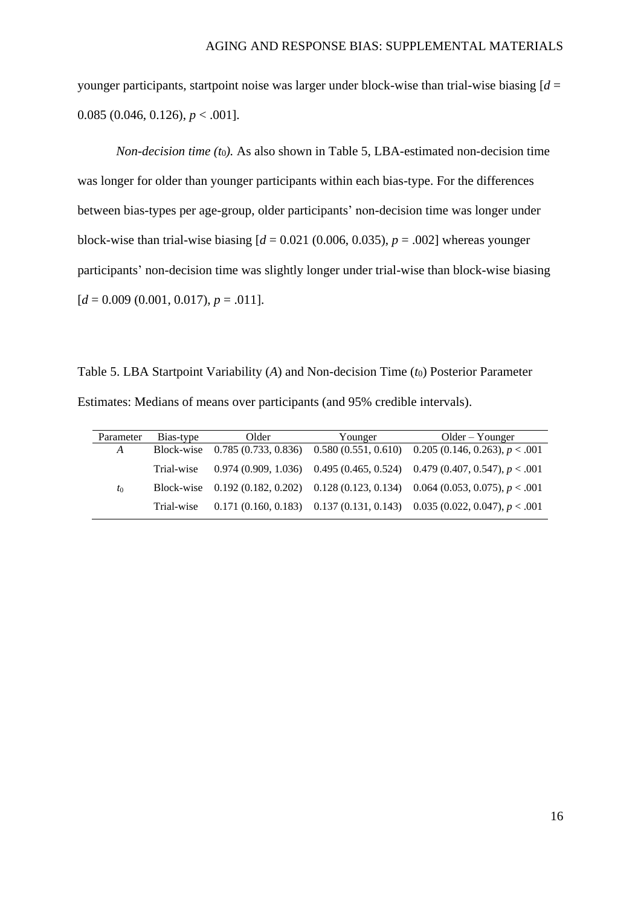younger participants, startpoint noise was larger under block-wise than trial-wise biasing [$d$ = 0.085 (0.046, 0.126), $p < .001$].

*Non-decision time ($t_0$).* As also shown in Table 5, LBA-estimated non-decision time was longer for older than younger participants within each bias-type. For the differences between bias-types per age-group, older participants' non-decision time was longer under block-wise than trial-wise biasing [$d$ = 0.021 (0.006, 0.035), $p$ = .002] whereas younger participants' non-decision time was slightly longer under trial-wise than block-wise biasing [$d$ = 0.009 (0.001, 0.017), $p$ = .011].

Table 5. LBA Startpoint Variability ($A$) and Non-decision Time ($t_0$) Posterior Parameter Estimates: Medians of means over participants (and 95% credible intervals).

| Parameter | Bias-type | Older | Younger | Older – Younger |
|---|---|---|---|---|
| $A$ | Block-wise | 0.785 (0.733, 0.836) | 0.580 (0.551, 0.610) | 0.205 (0.146, 0.263), $p < .001$ |
| | Trial-wise | 0.974 (0.909, 1.036) | 0.495 (0.465, 0.524) | 0.479 (0.407, 0.547), $p < .001$ |
| $t_0$ | Block-wise | 0.192 (0.182, 0.202) | 0.128 (0.123, 0.134) | 0.064 (0.053, 0.075), $p < .001$ |
| | Trial-wise | 0.171 (0.160, 0.183) | 0.137 (0.131, 0.143) | 0.035 (0.022, 0.047), $p < .001$ |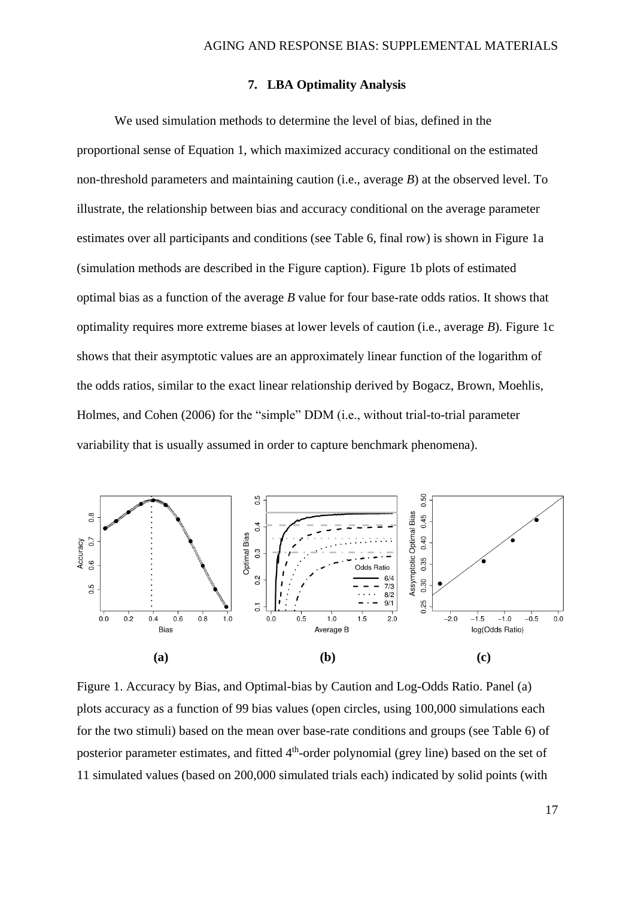### 7. LBA Optimality Analysis

We used simulation methods to determine the level of bias, defined in the proportional sense of Equation 1, which maximized accuracy conditional on the estimated non-threshold parameters and maintaining caution (i.e., average *B*) at the observed level. To illustrate, the relationship between bias and accuracy conditional on the average parameter estimates over all participants and conditions (see Table 6, final row) is shown in Figure 1a (simulation methods are described in the Figure caption). Figure 1b plots of estimated optimal bias as a function of the average *B* value for four base-rate odds ratios. It shows that optimality requires more extreme biases at lower levels of caution (i.e., average *B*). Figure 1c shows that their asymptotic values are an approximately linear function of the logarithm of the odds ratios, similar to the exact linear relationship derived by Bogacz, Brown, Moehlis, Holmes, and Cohen (2006) for the "simple" DDM (i.e., without trial-to-trial parameter variability that is usually assumed in order to capture benchmark phenomena).

**(a)** **(b)** **(c)**

Figure 1. Accuracy by Bias, and Optimal-bias by Caution and Log-Odds Ratio. Panel (a) plots accuracy as a function of 99 bias values (open circles, using 100,000 simulations each for the two stimuli) based on the mean over base-rate conditions and groups (see Table 6) of posterior parameter estimates, and fitted 4th-order polynomial (grey line) based on the set of 11 simulated values (based on 200,000 simulated trials each) indicated by solid points (with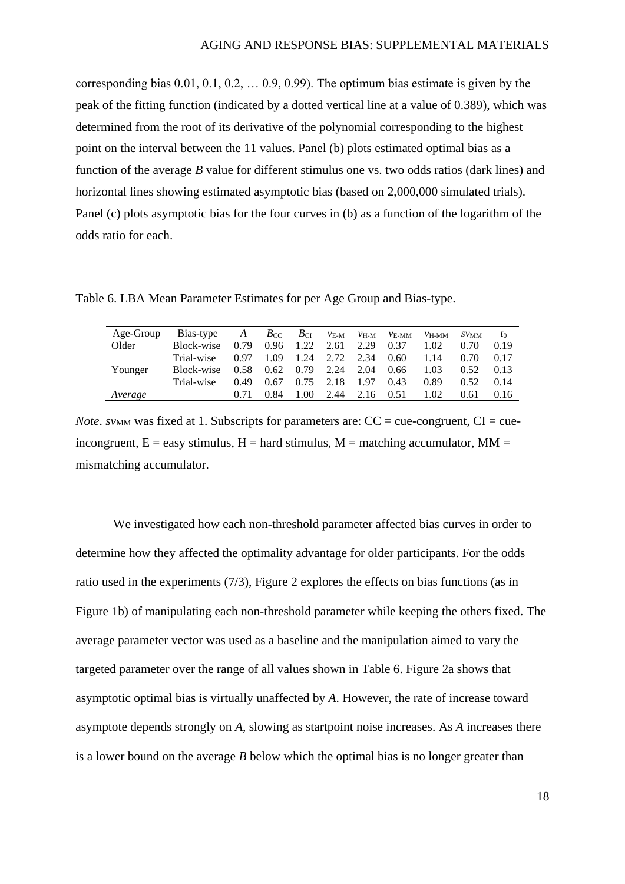corresponding bias 0.01, 0.1, 0.2, … 0.9, 0.99). The optimum bias estimate is given by the peak of the fitting function (indicated by a dotted vertical line at a value of 0.389), which was determined from the root of its derivative of the polynomial corresponding to the highest point on the interval between the 11 values. Panel (b) plots estimated optimal bias as a function of the average *B* value for different stimulus one vs. two odds ratios (dark lines) and horizontal lines showing estimated asymptotic bias (based on 2,000,000 simulated trials). Panel (c) plots asymptotic bias for the four curves in (b) as a function of the logarithm of the odds ratio for each.

Table 6. LBA Mean Parameter Estimates for per Age Group and Bias-type.

| Age-Group | Bias-type | $A$ | $B_{CC}$ | $B_{CI}$ | $v_{E\text{-}M}$ | $v_{H\text{-}M}$ | $v_{E\text{-}MM}$ | $v_{H\text{-}MM}$ | $sv_{MM}$ | $t_0$ |
|---|---|---|---|---|---|---|---|---|---|---|
| Older | Block-wise | 0.79 | 0.96 | 1.22 | 2.61 | 2.29 | 0.37 | 1.02 | 0.70 | 0.19 |
| | Trial-wise | 0.97 | 1.09 | 1.24 | 2.72 | 2.34 | 0.60 | 1.14 | 0.70 | 0.17 |
| Younger | Block-wise | 0.58 | 0.62 | 0.79 | 2.24 | 2.04 | 0.66 | 1.03 | 0.52 | 0.13 |
| | Trial-wise | 0.49 | 0.67 | 0.75 | 2.18 | 1.97 | 0.43 | 0.89 | 0.52 | 0.14 |
| *Average* | | 0.71 | 0.84 | 1.00 | 2.44 | 2.16 | 0.51 | 1.02 | 0.61 | 0.16 |

*Note*. $sv_{MM}$ was fixed at 1. Subscripts for parameters are: CC = cue-congruent, CI = cue-incongruent, E = easy stimulus, H = hard stimulus, M = matching accumulator, MM = mismatching accumulator.

We investigated how each non-threshold parameter affected bias curves in order to determine how they affected the optimality advantage for older participants. For the odds ratio used in the experiments (7/3), Figure 2 explores the effects on bias functions (as in Figure 1b) of manipulating each non-threshold parameter while keeping the others fixed. The average parameter vector was used as a baseline and the manipulation aimed to vary the targeted parameter over the range of all values shown in Table 6. Figure 2a shows that asymptotic optimal bias is virtually unaffected by *A*. However, the rate of increase toward asymptote depends strongly on *A*, slowing as startpoint noise increases. As *A* increases there is a lower bound on the average *B* below which the optimal bias is no longer greater than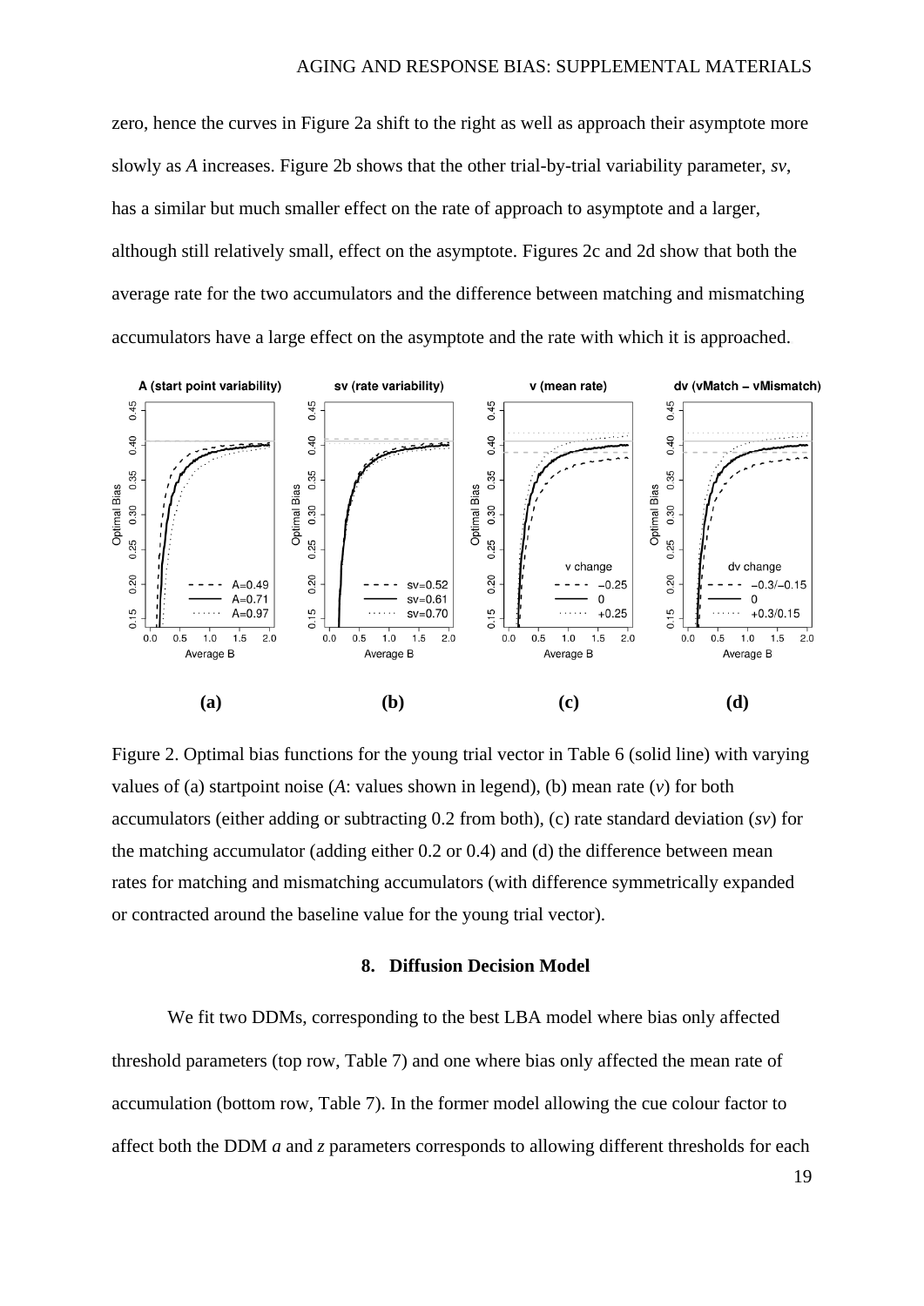zero, hence the curves in Figure 2a shift to the right as well as approach their asymptote more slowly as *A* increases. Figure 2b shows that the other trial-by-trial variability parameter, *sv*, has a similar but much smaller effect on the rate of approach to asymptote and a larger, although still relatively small, effect on the asymptote. Figures 2c and 2d show that both the average rate for the two accumulators and the difference between matching and mismatching accumulators have a large effect on the asymptote and the rate with which it is approached.

Figure 2. Optimal bias functions for the young trial vector in Table 6 (solid line) with varying values of (a) startpoint noise (*A*: values shown in legend), (b) mean rate (*v*) for both accumulators (either adding or subtracting 0.2 from both), (c) rate standard deviation (*sv*) for the matching accumulator (adding either 0.2 or 0.4) and (d) the difference between mean rates for matching and mismatching accumulators (with difference symmetrically expanded or contracted around the baseline value for the young trial vector).

## 8. Diffusion Decision Model

We fit two DDMs, corresponding to the best LBA model where bias only affected threshold parameters (top row, Table 7) and one where bias only affected the mean rate of accumulation (bottom row, Table 7). In the former model allowing the cue colour factor to affect both the DDM *a* and *z* parameters corresponds to allowing different thresholds for each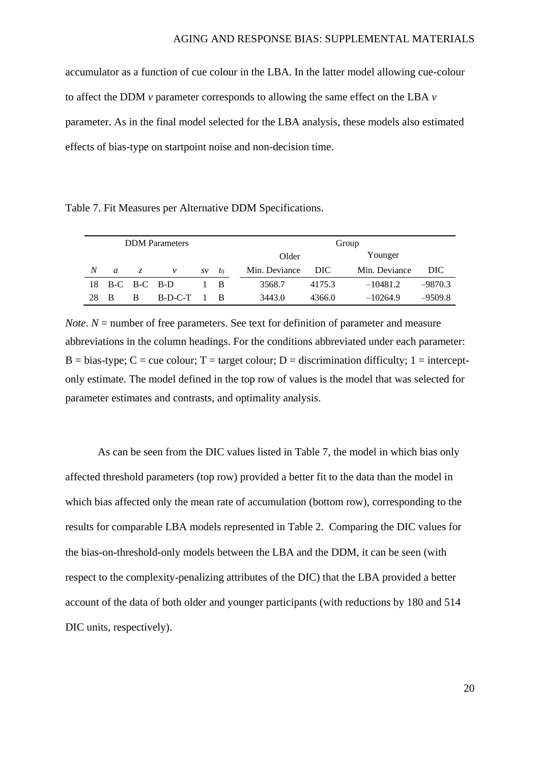accumulator as a function of cue colour in the LBA. In the latter model allowing cue-colour to affect the DDM *v* parameter corresponds to allowing the same effect on the LBA *v* parameter. As in the final model selected for the LBA analysis, these models also estimated effects of bias-type on startpoint noise and non-decision time.

Table 7. Fit Measures per Alternative DDM Specifications.

| DDM Parameters | | | | | | Group | | | |
|---|---|---|---|---|---|---|---|---|---|
| | | | | | | Older | | Younger | |
| *N* | *a* | *z* | *v* | *sv* | $t_0$ | Min. Deviance | DIC | Min. Deviance | DIC |
| 18 | B-C | B-C | B-D | 1 | B | 3568.7 | 4175.3 | –10481.2 | –9870.3 |
| 28 | B | B | B-D-C-T | 1 | B | 3443.0 | 4366.0 | –10264.9 | –9509.8 |

*Note*. *N* = number of free parameters. See text for definition of parameter and measure abbreviations in the column headings. For the conditions abbreviated under each parameter: B = bias-type; C = cue colour; T = target colour; D = discrimination difficulty; 1 = intercept-only estimate. The model defined in the top row of values is the model that was selected for parameter estimates and contrasts, and optimality analysis.

As can be seen from the DIC values listed in Table 7, the model in which bias only affected threshold parameters (top row) provided a better fit to the data than the model in which bias affected only the mean rate of accumulation (bottom row), corresponding to the results for comparable LBA models represented in Table 2. Comparing the DIC values for the bias-on-threshold-only models between the LBA and the DDM, it can be seen (with respect to the complexity-penalizing attributes of the DIC) that the LBA provided a better account of the data of both older and younger participants (with reductions by 180 and 514 DIC units, respectively).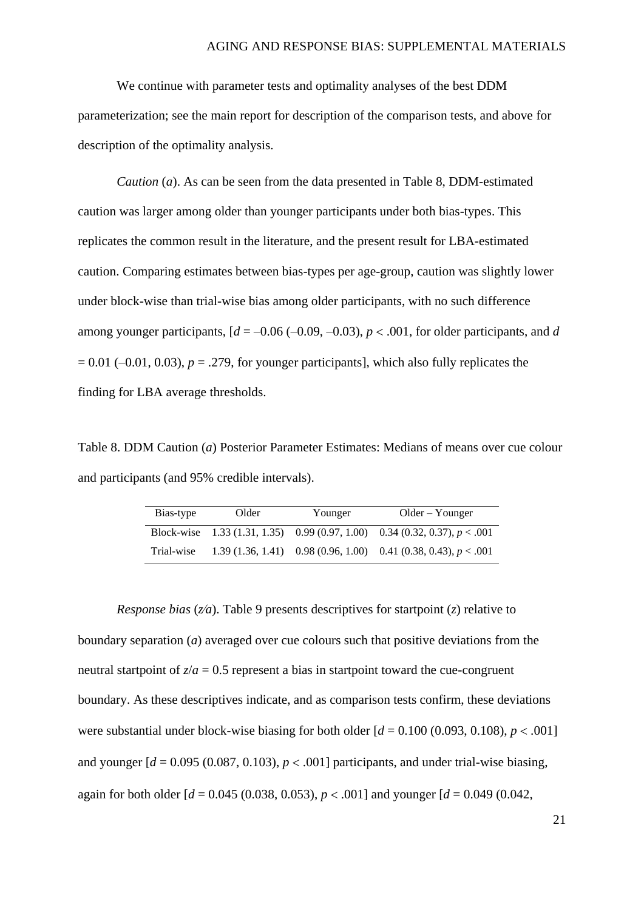We continue with parameter tests and optimality analyses of the best DDM parameterization; see the main report for description of the comparison tests, and above for description of the optimality analysis.

*Caution* (*a*). As can be seen from the data presented in Table 8, DDM-estimated caution was larger among older than younger participants under both bias-types. This replicates the common result in the literature, and the present result for LBA-estimated caution. Comparing estimates between bias-types per age-group, caution was slightly lower under block-wise than trial-wise bias among older participants, with no such difference among younger participants, [$d$ = –0.06 (–0.09, –0.03), $p < .001$, for older participants, and $d$ = 0.01 (–0.01, 0.03), $p = .279$, for younger participants], which also fully replicates the finding for LBA average thresholds.

Table 8. DDM Caution (*a*) Posterior Parameter Estimates: Medians of means over cue colour and participants (and 95% credible intervals).

| Bias-type | Older | Younger | Older – Younger |
|---|---|---|---|
| Block-wise | 1.33 (1.31, 1.35) | 0.99 (0.97, 1.00) | 0.34 (0.32, 0.37), $p < .001$ |
| Trial-wise | 1.39 (1.36, 1.41) | 0.98 (0.96, 1.00) | 0.41 (0.38, 0.43), $p < .001$ |

*Response bias* ($z/a$). Table 9 presents descriptives for startpoint ($z$) relative to boundary separation ($a$) averaged over cue colours such that positive deviations from the neutral startpoint of $z/a = 0.5$ represent a bias in startpoint toward the cue-congruent boundary. As these descriptives indicate, and as comparison tests confirm, these deviations were substantial under block-wise biasing for both older [$d$ = 0.100 (0.093, 0.108), $p < .001$] and younger [$d$ = 0.095 (0.087, 0.103), $p < .001$] participants, and under trial-wise biasing, again for both older [$d$ = 0.045 (0.038, 0.053), $p < .001$] and younger [$d$ = 0.049 (0.042,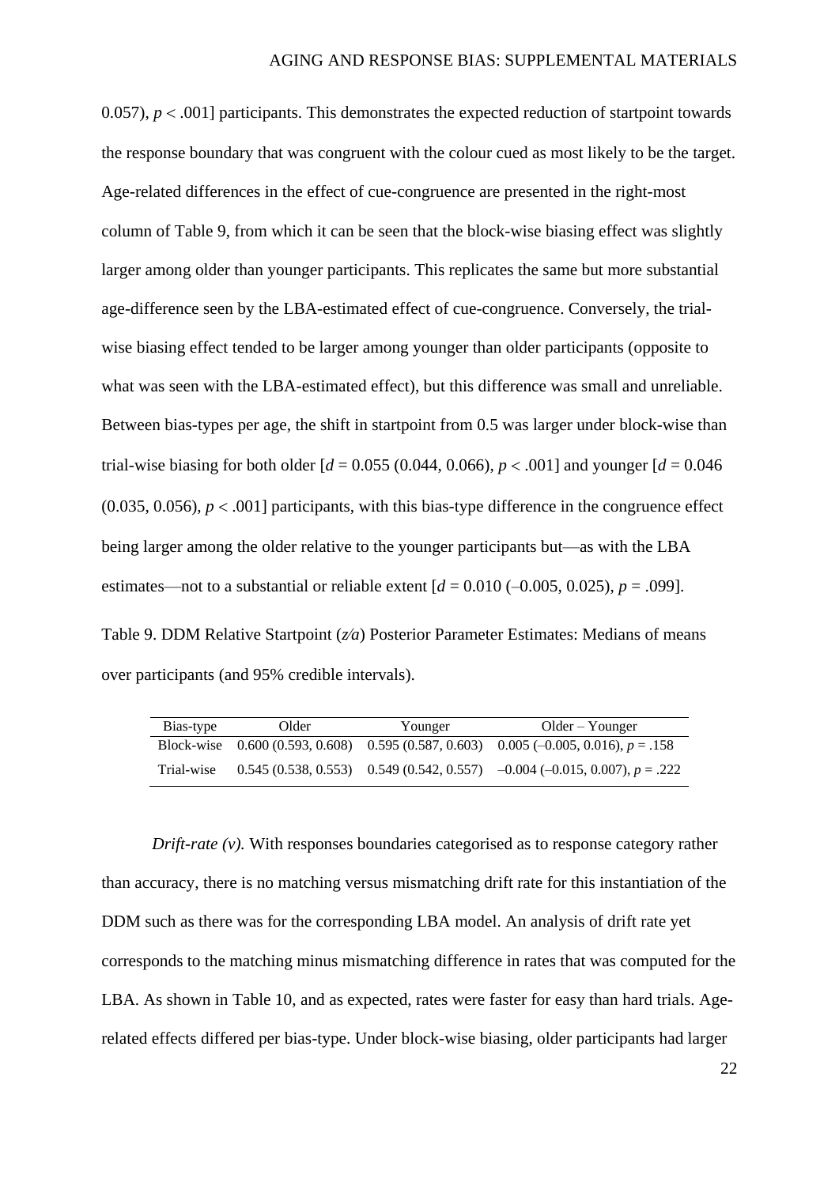0.057), $p < .001$] participants. This demonstrates the expected reduction of startpoint towards the response boundary that was congruent with the colour cued as most likely to be the target. Age-related differences in the effect of cue-congruence are presented in the right-most column of Table 9, from which it can be seen that the block-wise biasing effect was slightly larger among older than younger participants. This replicates the same but more substantial age-difference seen by the LBA-estimated effect of cue-congruence. Conversely, the trial-wise biasing effect tended to be larger among younger than older participants (opposite to what was seen with the LBA-estimated effect), but this difference was small and unreliable. Between bias-types per age, the shift in startpoint from 0.5 was larger under block-wise than trial-wise biasing for both older [$d = 0.055$ (0.044, 0.066), $p < .001$] and younger [$d = 0.046$ (0.035, 0.056), $p < .001$] participants, with this bias-type difference in the congruence effect being larger among the older relative to the younger participants but—as with the LBA estimates—not to a substantial or reliable extent [$d = 0.010$ (–0.005, 0.025), $p = .099$].

Table 9. DDM Relative Startpoint (*z⁄a*) Posterior Parameter Estimates: Medians of means over participants (and 95% credible intervals).

| Bias-type | Older | Younger | Older – Younger |
|---|---|---|---|
| Block-wise | 0.600 (0.593, 0.608) | 0.595 (0.587, 0.603) | 0.005 (–0.005, 0.016), $p = .158$ |
| Trial-wise | 0.545 (0.538, 0.553) | 0.549 (0.542, 0.557) | –0.004 (–0.015, 0.007), $p = .222$ |

*Drift-rate (v).* With responses boundaries categorised as to response category rather than accuracy, there is no matching versus mismatching drift rate for this instantiation of the DDM such as there was for the corresponding LBA model. An analysis of drift rate yet corresponds to the matching minus mismatching difference in rates that was computed for the LBA. As shown in Table 10, and as expected, rates were faster for easy than hard trials. Age-related effects differed per bias-type. Under block-wise biasing, older participants had larger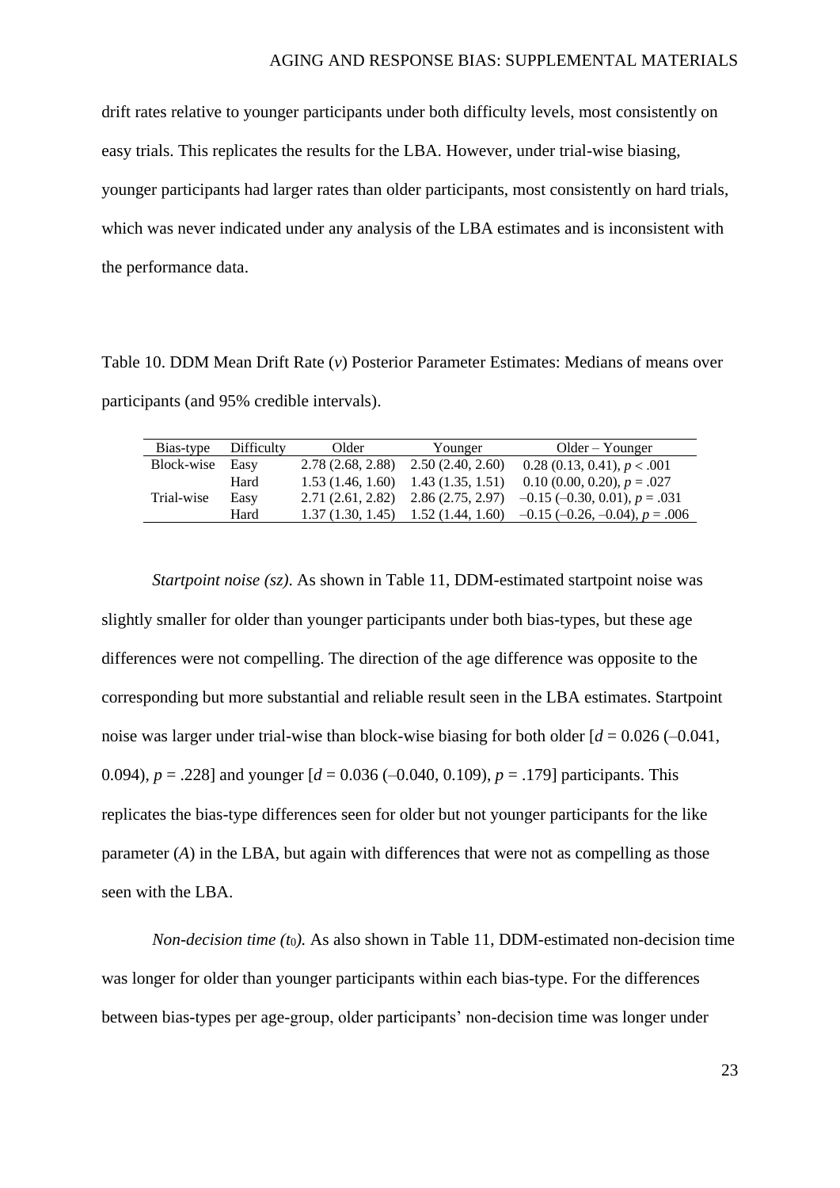drift rates relative to younger participants under both difficulty levels, most consistently on easy trials. This replicates the results for the LBA. However, under trial-wise biasing, younger participants had larger rates than older participants, most consistently on hard trials, which was never indicated under any analysis of the LBA estimates and is inconsistent with the performance data.

Table 10. DDM Mean Drift Rate (*v*) Posterior Parameter Estimates: Medians of means over participants (and 95% credible intervals).

| Bias-type | Difficulty | Older | Younger | Older – Younger |
|---|---|---|---|---|
| Block-wise | Easy | 2.78 (2.68, 2.88) | 2.50 (2.40, 2.60) | 0.28 (0.13, 0.41), $p < .001$ |
| | Hard | 1.53 (1.46, 1.60) | 1.43 (1.35, 1.51) | 0.10 (0.00, 0.20), $p = .027$ |
| Trial-wise | Easy | 2.71 (2.61, 2.82) | 2.86 (2.75, 2.97) | –0.15 (–0.30, 0.01), $p = .031$ |
| | Hard | 1.37 (1.30, 1.45) | 1.52 (1.44, 1.60) | –0.15 (–0.26, –0.04), $p = .006$ |

*Startpoint noise (sz)*. As shown in Table 11, DDM-estimated startpoint noise was slightly smaller for older than younger participants under both bias-types, but these age differences were not compelling. The direction of the age difference was opposite to the corresponding but more substantial and reliable result seen in the LBA estimates. Startpoint noise was larger under trial-wise than block-wise biasing for both older [$d = 0.026$ (–0.041, 0.094), $p = .228$] and younger [$d = 0.036$ (–0.040, 0.109), $p = .179$] participants. This replicates the bias-type differences seen for older but not younger participants for the like parameter (*A*) in the LBA, but again with differences that were not as compelling as those seen with the LBA.

*Non-decision time ($t_0$).* As also shown in Table 11, DDM-estimated non-decision time was longer for older than younger participants within each bias-type. For the differences between bias-types per age-group, older participants' non-decision time was longer under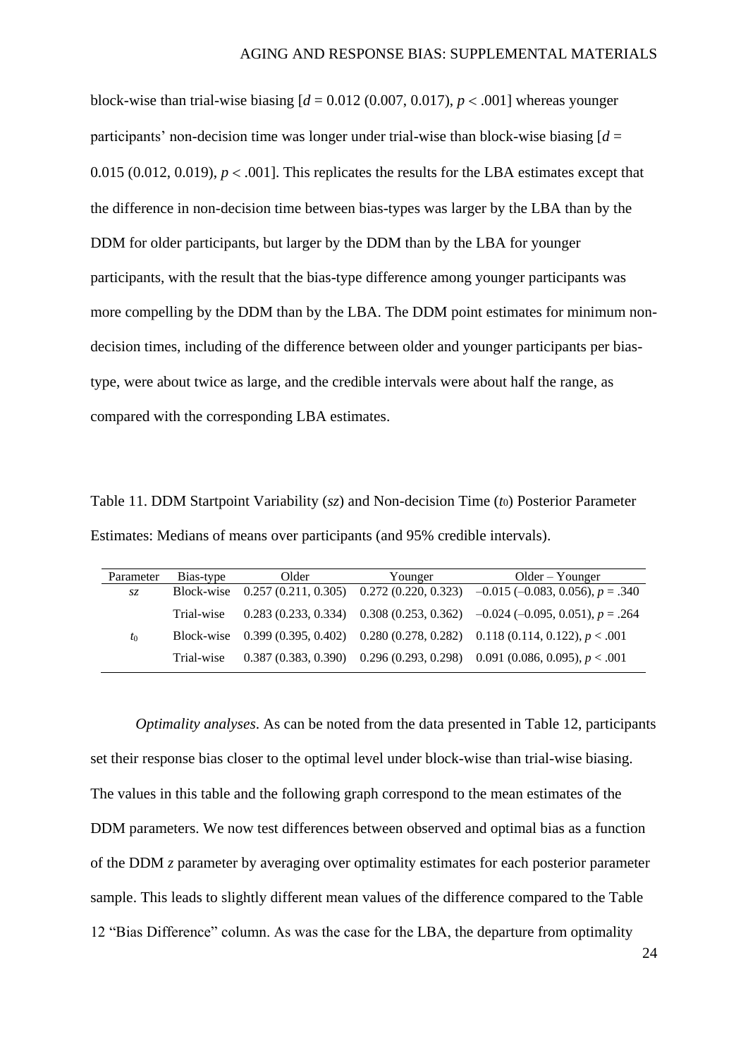block-wise than trial-wise biasing [$d$ = 0.012 (0.007, 0.017), $p < .001$] whereas younger participants' non-decision time was longer under trial-wise than block-wise biasing [$d$ = 0.015 (0.012, 0.019), $p < .001$]. This replicates the results for the LBA estimates except that the difference in non-decision time between bias-types was larger by the LBA than by the DDM for older participants, but larger by the DDM than by the LBA for younger participants, with the result that the bias-type difference among younger participants was more compelling by the DDM than by the LBA. The DDM point estimates for minimum non-decision times, including of the difference between older and younger participants per bias-type, were about twice as large, and the credible intervals were about half the range, as compared with the corresponding LBA estimates.

Table 11. DDM Startpoint Variability ($sz$) and Non-decision Time ($t_0$) Posterior Parameter Estimates: Medians of means over participants (and 95% credible intervals).

| Parameter | Bias-type | Older | Younger | Older – Younger |
|---|---|---|---|---|
| $sz$ | Block-wise | 0.257 (0.211, 0.305) | 0.272 (0.220, 0.323) | –0.015 (–0.083, 0.056), $p$ = .340 |
| | Trial-wise | 0.283 (0.233, 0.334) | 0.308 (0.253, 0.362) | –0.024 (–0.095, 0.051), $p$ = .264 |
| $t_0$ | Block-wise | 0.399 (0.395, 0.402) | 0.280 (0.278, 0.282) | 0.118 (0.114, 0.122), $p < .001$ |
| | Trial-wise | 0.387 (0.383, 0.390) | 0.296 (0.293, 0.298) | 0.091 (0.086, 0.095), $p < .001$ |

*Optimality analyses*. As can be noted from the data presented in Table 12, participants set their response bias closer to the optimal level under block-wise than trial-wise biasing. The values in this table and the following graph correspond to the mean estimates of the DDM parameters. We now test differences between observed and optimal bias as a function of the DDM $z$ parameter by averaging over optimality estimates for each posterior parameter sample. This leads to slightly different mean values of the difference compared to the Table 12 "Bias Difference" column. As was the case for the LBA, the departure from optimality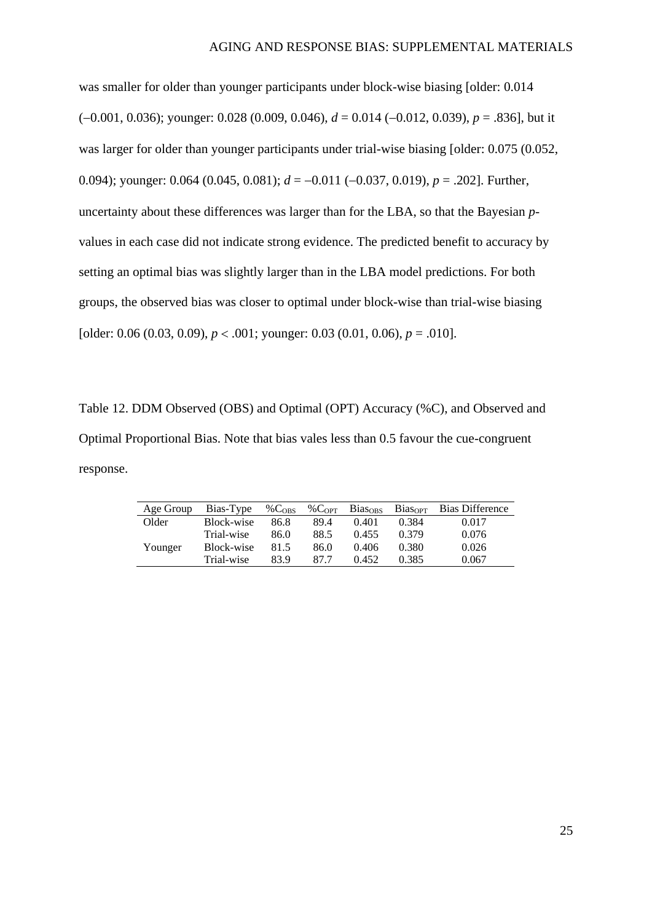was smaller for older than younger participants under block-wise biasing [older: 0.014 (–0.001, 0.036); younger: 0.028 (0.009, 0.046), *d* = 0.014 (–0.012, 0.039), *p* = .836], but it was larger for older than younger participants under trial-wise biasing [older: 0.075 (0.052, 0.094); younger: 0.064 (0.045, 0.081); *d* = –0.011 (–0.037, 0.019), *p* = .202]. Further, uncertainty about these differences was larger than for the LBA, so that the Bayesian *p*-values in each case did not indicate strong evidence. The predicted benefit to accuracy by setting an optimal bias was slightly larger than in the LBA model predictions. For both groups, the observed bias was closer to optimal under block-wise than trial-wise biasing [older: 0.06 (0.03, 0.09), *p* < .001; younger: 0.03 (0.01, 0.06), *p* = .010].

Table 12. DDM Observed (OBS) and Optimal (OPT) Accuracy (%C), and Observed and Optimal Proportional Bias. Note that bias vales less than 0.5 favour the cue-congruent response.

| Age Group | Bias-Type | $\%C_{OBS}$ | $\%C_{OPT}$ | $Bias_{OBS}$ | $Bias_{OPT}$ | Bias Difference |
|---|---|---|---|---|---|---|
| Older | Block-wise | 86.8 | 89.4 | 0.401 | 0.384 | 0.017 |
| | Trial-wise | 86.0 | 88.5 | 0.455 | 0.379 | 0.076 |
| Younger | Block-wise | 81.5 | 86.0 | 0.406 | 0.380 | 0.026 |
| | Trial-wise | 83.9 | 87.7 | 0.452 | 0.385 | 0.067 |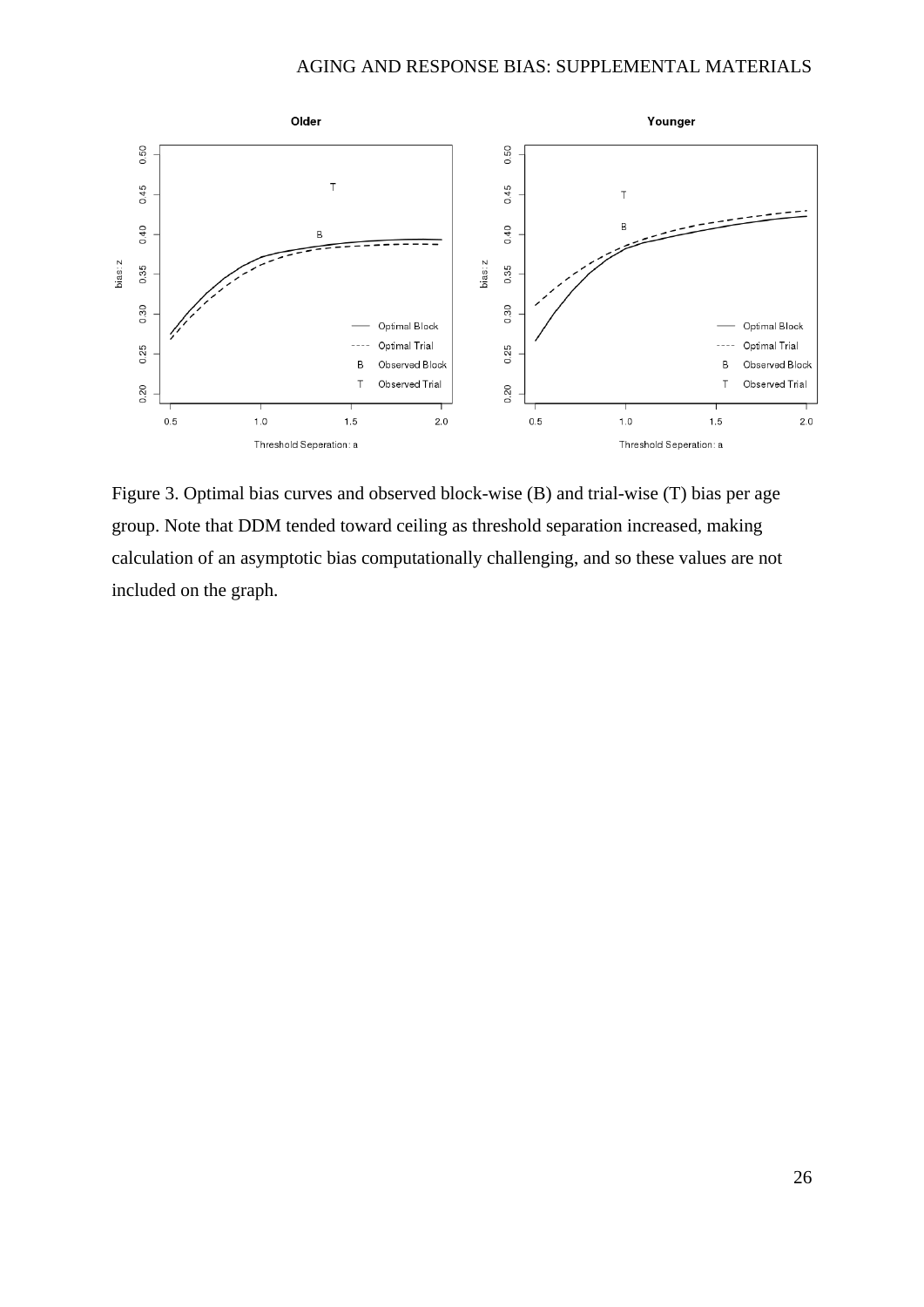Figure 3. Optimal bias curves and observed block-wise (B) and trial-wise (T) bias per age group. Note that DDM tended toward ceiling as threshold separation increased, making calculation of an asymptotic bias computationally challenging, and so these values are not included on the graph.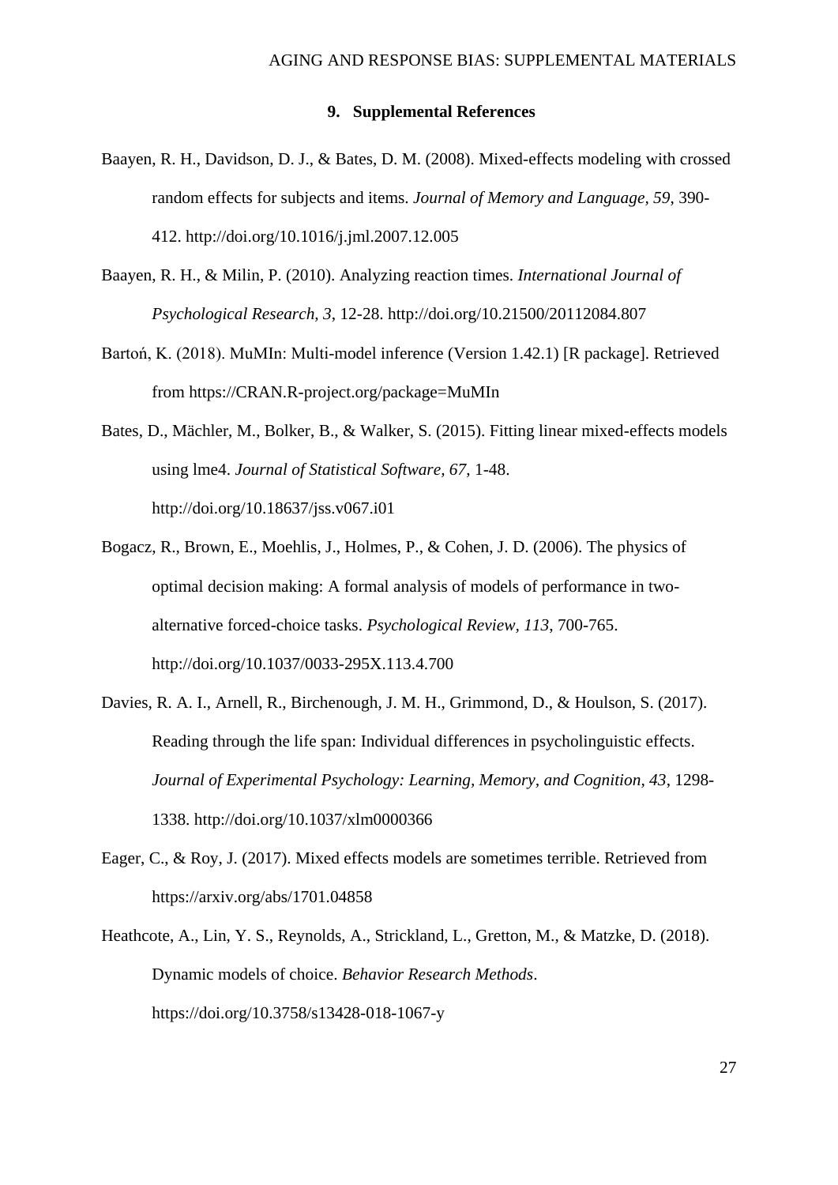## 9. Supplemental References

Baayen, R. H., Davidson, D. J., & Bates, D. M. (2008). Mixed-effects modeling with crossed random effects for subjects and items. *Journal of Memory and Language, 59*, 390-412. http://doi.org/10.1016/j.jml.2007.12.005

Baayen, R. H., & Milin, P. (2010). Analyzing reaction times. *International Journal of Psychological Research, 3*, 12-28. http://doi.org/10.21500/20112084.807

Bartoń, K. (2018). MuMIn: Multi-model inference (Version 1.42.1) [R package]. Retrieved from https://CRAN.R-project.org/package=MuMIn

Bates, D., Mächler, M., Bolker, B., & Walker, S. (2015). Fitting linear mixed-effects models using lme4. *Journal of Statistical Software, 67*, 1-48. http://doi.org/10.18637/jss.v067.i01

Bogacz, R., Brown, E., Moehlis, J., Holmes, P., & Cohen, J. D. (2006). The physics of optimal decision making: A formal analysis of models of performance in two-alternative forced-choice tasks. *Psychological Review, 113*, 700-765. http://doi.org/10.1037/0033-295X.113.4.700

Davies, R. A. I., Arnell, R., Birchenough, J. M. H., Grimmond, D., & Houlson, S. (2017). Reading through the life span: Individual differences in psycholinguistic effects. *Journal of Experimental Psychology: Learning, Memory, and Cognition, 43*, 1298-1338. http://doi.org/10.1037/xlm0000366

Eager, C., & Roy, J. (2017). Mixed effects models are sometimes terrible. Retrieved from https://arxiv.org/abs/1701.04858

Heathcote, A., Lin, Y. S., Reynolds, A., Strickland, L., Gretton, M., & Matzke, D. (2018). Dynamic models of choice. *Behavior Research Methods*. https://doi.org/10.3758/s13428-018-1067-y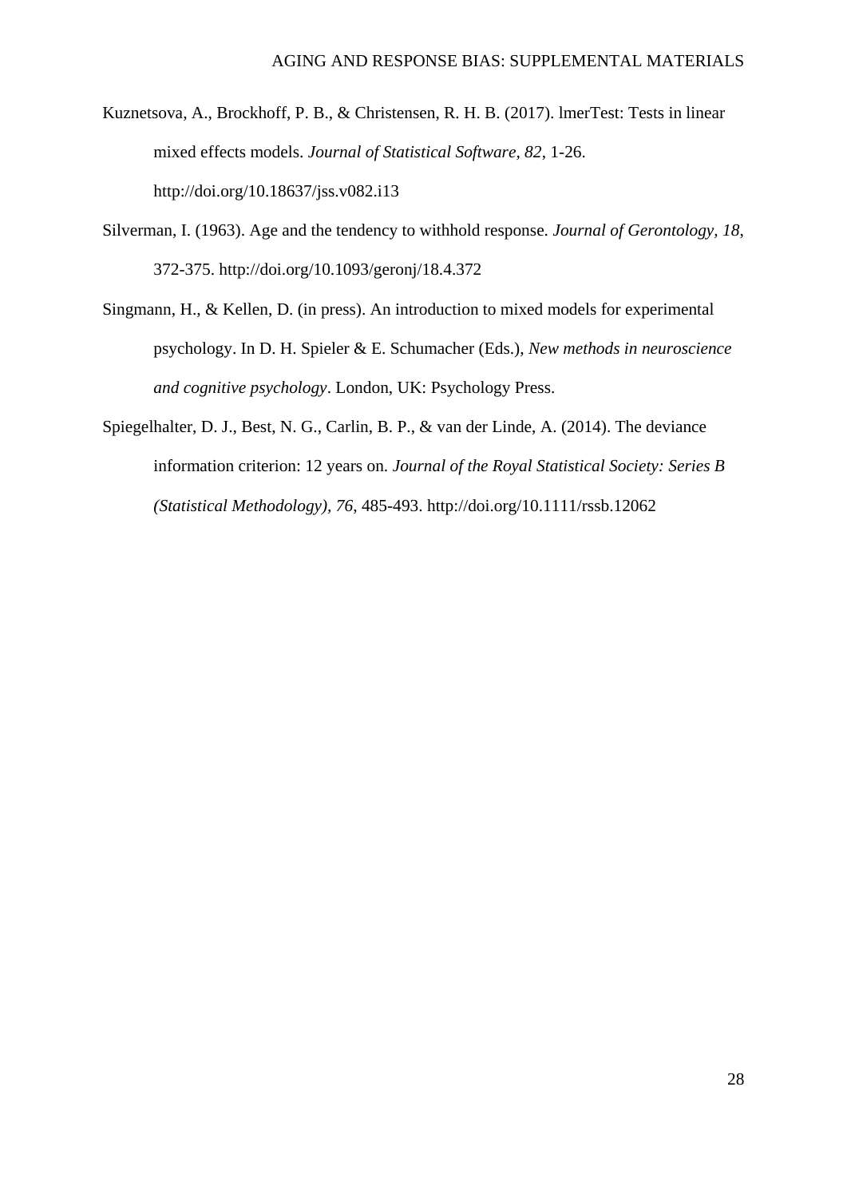Kuznetsova, A., Brockhoff, P. B., & Christensen, R. H. B. (2017). lmerTest: Tests in linear mixed effects models. *Journal of Statistical Software, 82*, 1-26. http://doi.org/10.18637/jss.v082.i13

Silverman, I. (1963). Age and the tendency to withhold response. *Journal of Gerontology, 18*, 372-375. http://doi.org/10.1093/geronj/18.4.372

Singmann, H., & Kellen, D. (in press). An introduction to mixed models for experimental psychology. In D. H. Spieler & E. Schumacher (Eds.), *New methods in neuroscience and cognitive psychology*. London, UK: Psychology Press.

Spiegelhalter, D. J., Best, N. G., Carlin, B. P., & van der Linde, A. (2014). The deviance information criterion: 12 years on. *Journal of the Royal Statistical Society: Series B (Statistical Methodology), 76*, 485-493. http://doi.org/10.1111/rssb.12062